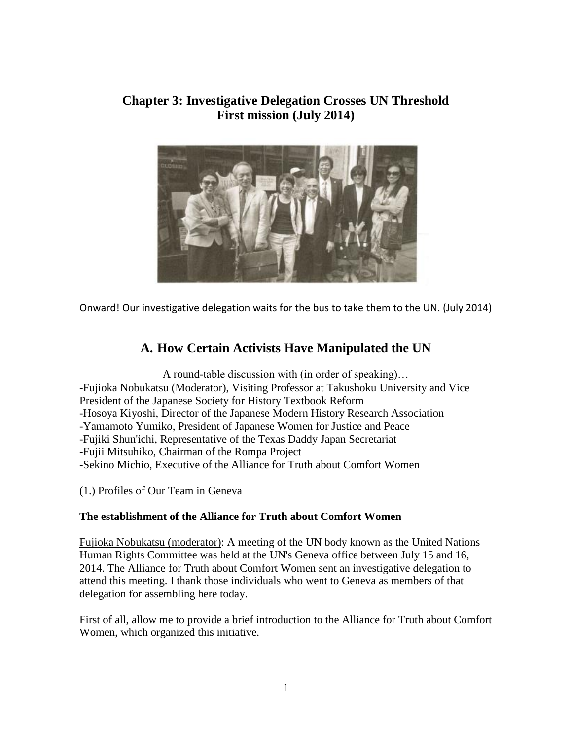# Chapter 3: Investigative Delegation Crosses UN Threshold
# First mission (July 2014)

Onward! Our investigative delegation waits for the bus to take them to the UN. (July 2014)

## A. How Certain Activists Have Manipulated the UN

A round-table discussion with (in order of speaking)…
-Fujioka Nobukatsu (Moderator), Visiting Professor at Takushoku University and Vice President of the Japanese Society for History Textbook Reform
-Hosoya Kiyoshi, Director of the Japanese Modern History Research Association
-Yamamoto Yumiko, President of Japanese Women for Justice and Peace
-Fujiki Shun'ichi, Representative of the Texas Daddy Japan Secretariat
-Fujii Mitsuhiko, Chairman of the Rompa Project
-Sekino Michio, Executive of the Alliance for Truth about Comfort Women

(1.) Profiles of Our Team in Geneva

**The establishment of the Alliance for Truth about Comfort Women**

Fujioka Nobukatsu (moderator): A meeting of the UN body known as the United Nations Human Rights Committee was held at the UN's Geneva office between July 15 and 16, 2014. The Alliance for Truth about Comfort Women sent an investigative delegation to attend this meeting. I thank those individuals who went to Geneva as members of that delegation for assembling here today.

First of all, allow me to provide a brief introduction to the Alliance for Truth about Comfort Women, which organized this initiative.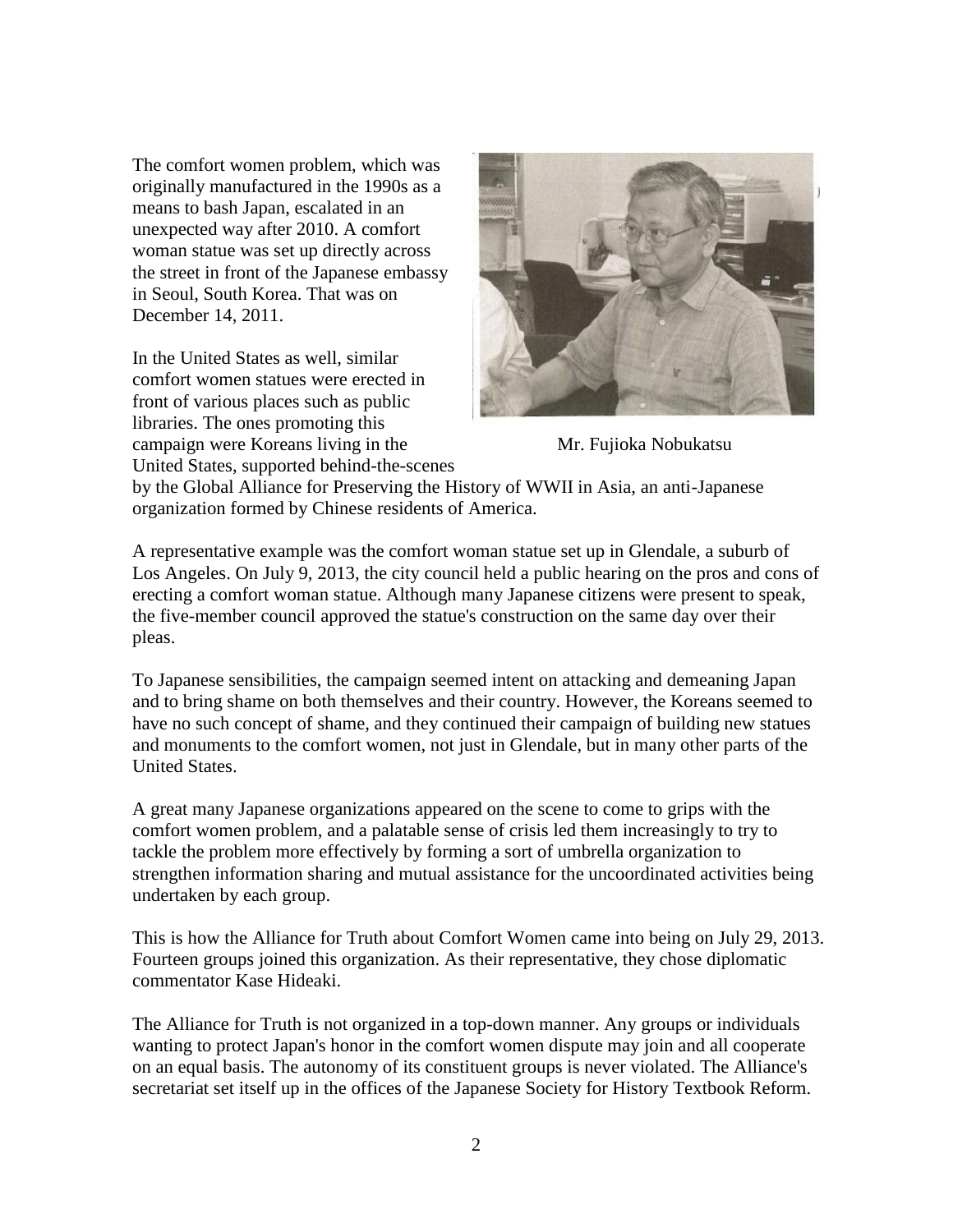The comfort women problem, which was originally manufactured in the 1990s as a means to bash Japan, escalated in an unexpected way after 2010. A comfort woman statue was set up directly across the street in front of the Japanese embassy in Seoul, South Korea. That was on December 14, 2011.

In the United States as well, similar comfort women statues were erected in front of various places such as public libraries. The ones promoting this campaign were Koreans living in the United States, supported behind-the-scenes by the Global Alliance for Preserving the History of WWII in Asia, an anti-Japanese organization formed by Chinese residents of America.

Mr. Fujioka Nobukatsu

A representative example was the comfort woman statue set up in Glendale, a suburb of Los Angeles. On July 9, 2013, the city council held a public hearing on the pros and cons of erecting a comfort woman statue. Although many Japanese citizens were present to speak, the five-member council approved the statue's construction on the same day over their pleas.

To Japanese sensibilities, the campaign seemed intent on attacking and demeaning Japan and to bring shame on both themselves and their country. However, the Koreans seemed to have no such concept of shame, and they continued their campaign of building new statues and monuments to the comfort women, not just in Glendale, but in many other parts of the United States.

A great many Japanese organizations appeared on the scene to come to grips with the comfort women problem, and a palatable sense of crisis led them increasingly to try to tackle the problem more effectively by forming a sort of umbrella organization to strengthen information sharing and mutual assistance for the uncoordinated activities being undertaken by each group.

This is how the Alliance for Truth about Comfort Women came into being on July 29, 2013. Fourteen groups joined this organization. As their representative, they chose diplomatic commentator Kase Hideaki.

The Alliance for Truth is not organized in a top-down manner. Any groups or individuals wanting to protect Japan's honor in the comfort women dispute may join and all cooperate on an equal basis. The autonomy of its constituent groups is never violated. The Alliance's secretariat set itself up in the offices of the Japanese Society for History Textbook Reform.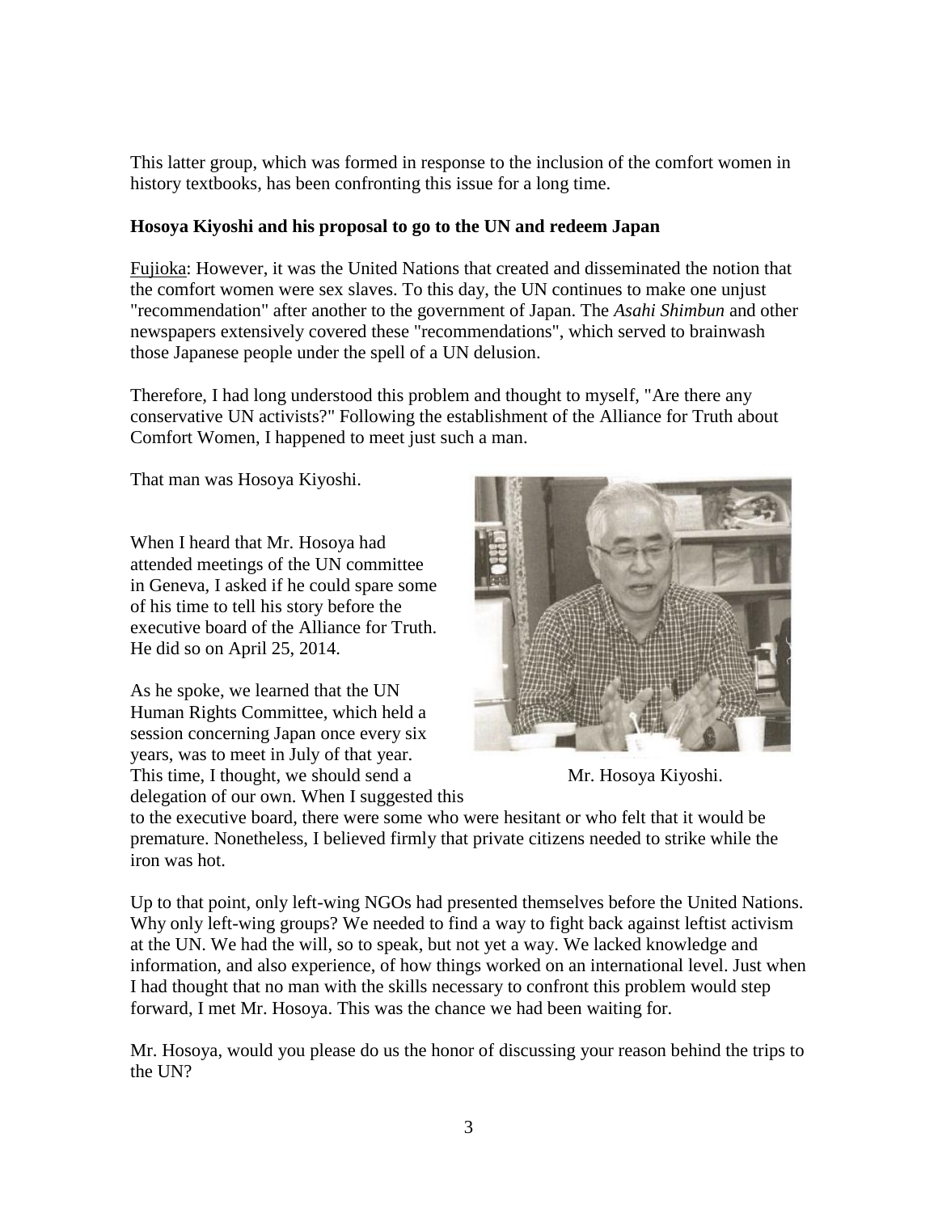This latter group, which was formed in response to the inclusion of the comfort women in history textbooks, has been confronting this issue for a long time.

**Hosoya Kiyoshi and his proposal to go to the UN and redeem Japan**

Fujioka: However, it was the United Nations that created and disseminated the notion that the comfort women were sex slaves. To this day, the UN continues to make one unjust "recommendation" after another to the government of Japan. The *Asahi Shimbun* and other newspapers extensively covered these "recommendations", which served to brainwash those Japanese people under the spell of a UN delusion.

Therefore, I had long understood this problem and thought to myself, "Are there any conservative UN activists?" Following the establishment of the Alliance for Truth about Comfort Women, I happened to meet just such a man.

That man was Hosoya Kiyoshi.

When I heard that Mr. Hosoya had attended meetings of the UN committee in Geneva, I asked if he could spare some of his time to tell his story before the executive board of the Alliance for Truth. He did so on April 25, 2014.

Mr. Hosoya Kiyoshi.

As he spoke, we learned that the UN Human Rights Committee, which held a session concerning Japan once every six years, was to meet in July of that year. This time, I thought, we should send a delegation of our own. When I suggested this to the executive board, there were some who were hesitant or who felt that it would be premature. Nonetheless, I believed firmly that private citizens needed to strike while the iron was hot.

Up to that point, only left-wing NGOs had presented themselves before the United Nations. Why only left-wing groups? We needed to find a way to fight back against leftist activism at the UN. We had the will, so to speak, but not yet a way. We lacked knowledge and information, and also experience, of how things worked on an international level. Just when I had thought that no man with the skills necessary to confront this problem would step forward, I met Mr. Hosoya. This was the chance we had been waiting for.

Mr. Hosoya, would you please do us the honor of discussing your reason behind the trips to the UN?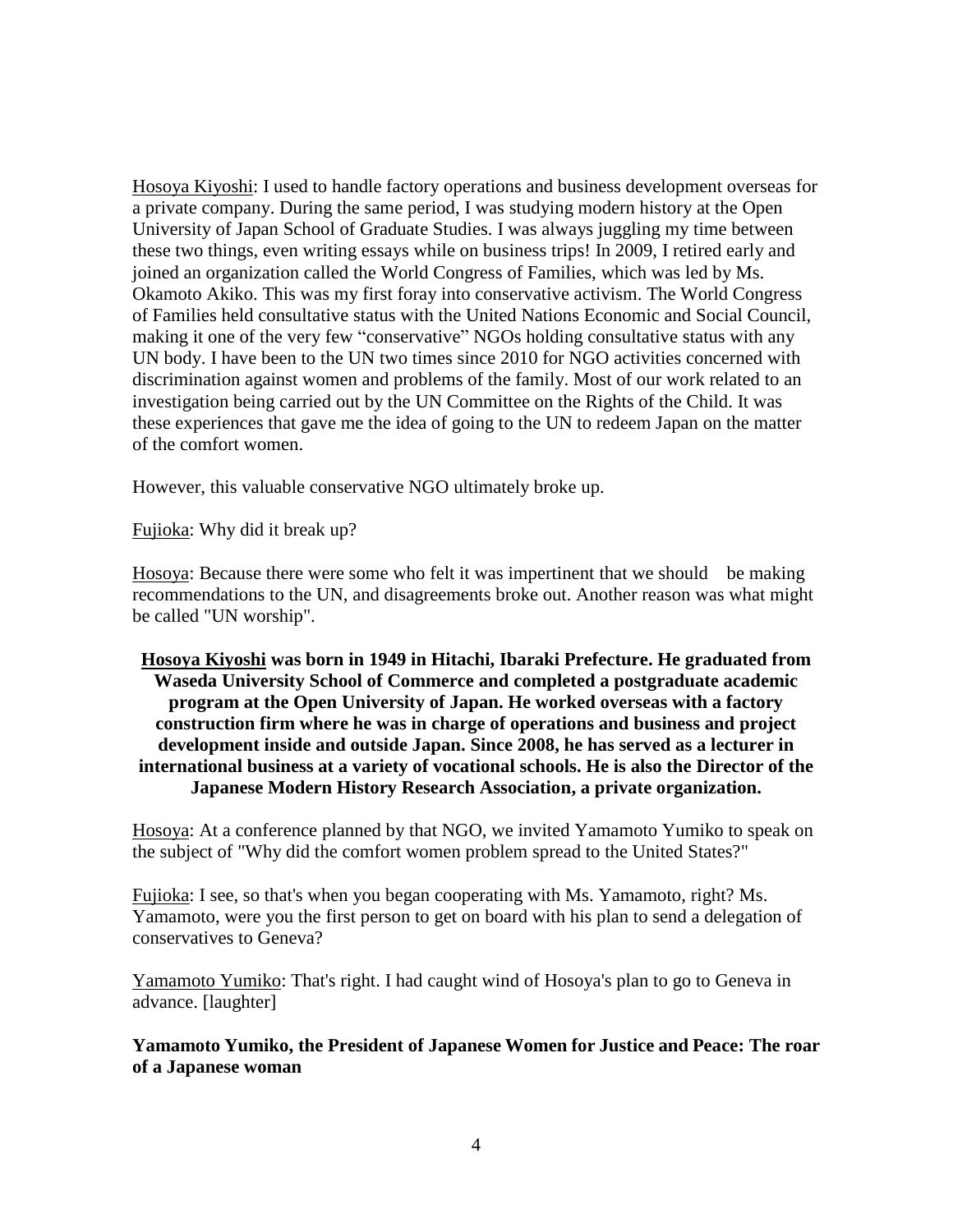Hosoya Kiyoshi: I used to handle factory operations and business development overseas for a private company. During the same period, I was studying modern history at the Open University of Japan School of Graduate Studies. I was always juggling my time between these two things, even writing essays while on business trips! In 2009, I retired early and joined an organization called the World Congress of Families, which was led by Ms. Okamoto Akiko. This was my first foray into conservative activism. The World Congress of Families held consultative status with the United Nations Economic and Social Council, making it one of the very few "conservative" NGOs holding consultative status with any UN body. I have been to the UN two times since 2010 for NGO activities concerned with discrimination against women and problems of the family. Most of our work related to an investigation being carried out by the UN Committee on the Rights of the Child. It was these experiences that gave me the idea of going to the UN to redeem Japan on the matter of the comfort women.

However, this valuable conservative NGO ultimately broke up.

Fujioka: Why did it break up?

Hosoya: Because there were some who felt it was impertinent that we should be making recommendations to the UN, and disagreements broke out. Another reason was what might be called "UN worship".

**Hosoya Kiyoshi was born in 1949 in Hitachi, Ibaraki Prefecture. He graduated from Waseda University School of Commerce and completed a postgraduate academic program at the Open University of Japan. He worked overseas with a factory construction firm where he was in charge of operations and business and project development inside and outside Japan. Since 2008, he has served as a lecturer in international business at a variety of vocational schools. He is also the Director of the Japanese Modern History Research Association, a private organization.**

Hosoya: At a conference planned by that NGO, we invited Yamamoto Yumiko to speak on the subject of "Why did the comfort women problem spread to the United States?"

Fujioka: I see, so that's when you began cooperating with Ms. Yamamoto, right? Ms. Yamamoto, were you the first person to get on board with his plan to send a delegation of conservatives to Geneva?

Yamamoto Yumiko: That's right. I had caught wind of Hosoya's plan to go to Geneva in advance. [laughter]

**Yamamoto Yumiko, the President of Japanese Women for Justice and Peace: The roar of a Japanese woman**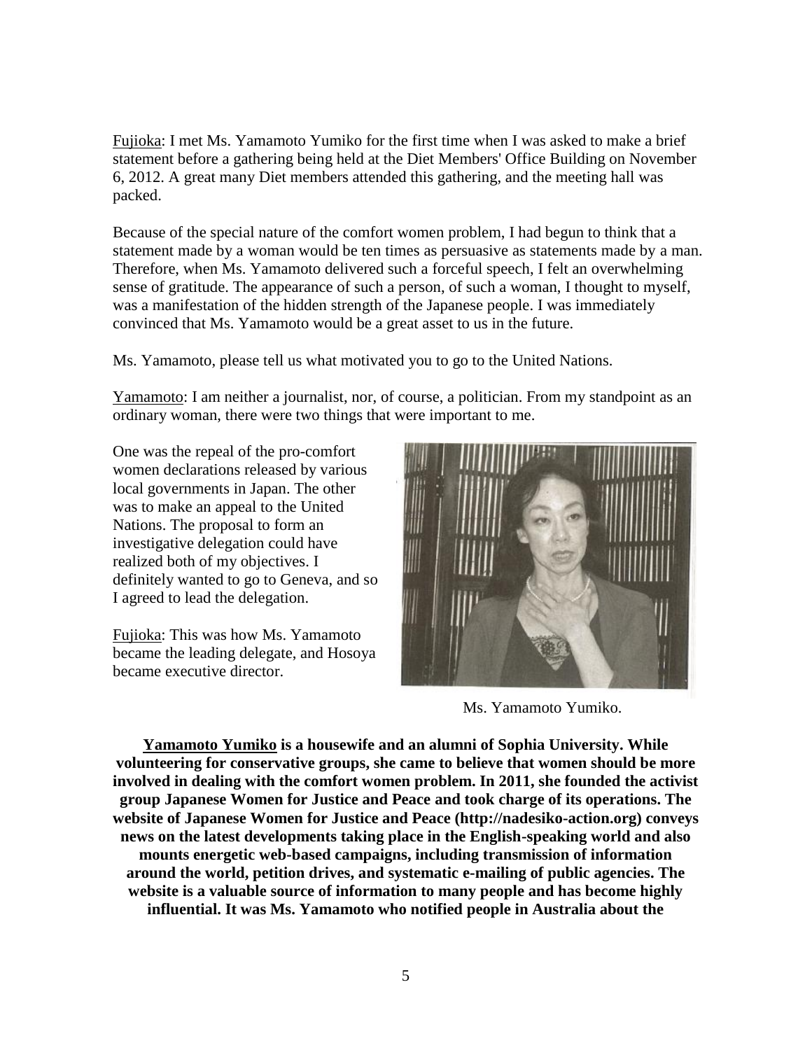Fujioka: I met Ms. Yamamoto Yumiko for the first time when I was asked to make a brief statement before a gathering being held at the Diet Members' Office Building on November 6, 2012. A great many Diet members attended this gathering, and the meeting hall was packed.

Because of the special nature of the comfort women problem, I had begun to think that a statement made by a woman would be ten times as persuasive as statements made by a man. Therefore, when Ms. Yamamoto delivered such a forceful speech, I felt an overwhelming sense of gratitude. The appearance of such a person, of such a woman, I thought to myself, was a manifestation of the hidden strength of the Japanese people. I was immediately convinced that Ms. Yamamoto would be a great asset to us in the future.

Ms. Yamamoto, please tell us what motivated you to go to the United Nations.

Yamamoto: I am neither a journalist, nor, of course, a politician. From my standpoint as an ordinary woman, there were two things that were important to me.

One was the repeal of the pro-comfort women declarations released by various local governments in Japan. The other was to make an appeal to the United Nations. The proposal to form an investigative delegation could have realized both of my objectives. I definitely wanted to go to Geneva, and so I agreed to lead the delegation.

Fujioka: This was how Ms. Yamamoto became the leading delegate, and Hosoya became executive director.

Ms. Yamamoto Yumiko.

**Yamamoto Yumiko is a housewife and an alumni of Sophia University. While volunteering for conservative groups, she came to believe that women should be more involved in dealing with the comfort women problem. In 2011, she founded the activist group Japanese Women for Justice and Peace and took charge of its operations. The website of Japanese Women for Justice and Peace (http://nadesiko-action.org) conveys news on the latest developments taking place in the English-speaking world and also mounts energetic web-based campaigns, including transmission of information around the world, petition drives, and systematic e-mailing of public agencies. The website is a valuable source of information to many people and has become highly influential. It was Ms. Yamamoto who notified people in Australia about the**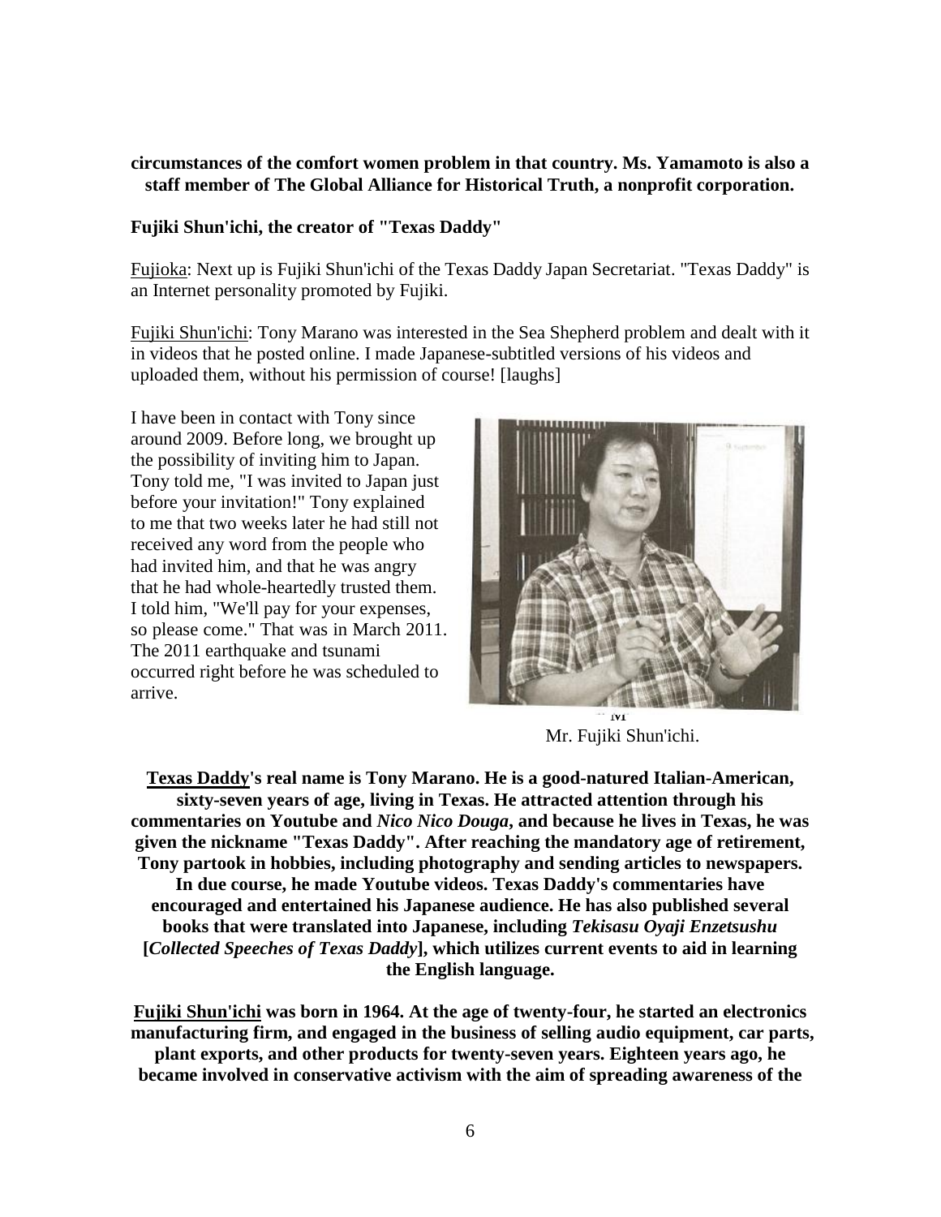**circumstances of the comfort women problem in that country. Ms. Yamamoto is also a staff member of The Global Alliance for Historical Truth, a nonprofit corporation.**

**Fujiki Shun'ichi, the creator of "Texas Daddy"**

Fujioka: Next up is Fujiki Shun'ichi of the Texas Daddy Japan Secretariat. "Texas Daddy" is an Internet personality promoted by Fujiki.

Fujiki Shun'ichi: Tony Marano was interested in the Sea Shepherd problem and dealt with it in videos that he posted online. I made Japanese-subtitled versions of his videos and uploaded them, without his permission of course! [laughs]

I have been in contact with Tony since around 2009. Before long, we brought up the possibility of inviting him to Japan. Tony told me, "I was invited to Japan just before your invitation!" Tony explained to me that two weeks later he had still not received any word from the people who had invited him, and that he was angry that he had whole-heartedly trusted them. I told him, "We'll pay for your expenses, so please come." That was in March 2011. The 2011 earthquake and tsunami occurred right before he was scheduled to arrive.

Mr. Fujiki Shun'ichi.

**Texas Daddy's real name is Tony Marano. He is a good-natured Italian-American, sixty-seven years of age, living in Texas. He attracted attention through his commentaries on Youtube and *Nico Nico Douga*, and because he lives in Texas, he was given the nickname "Texas Daddy". After reaching the mandatory age of retirement, Tony partook in hobbies, including photography and sending articles to newspapers. In due course, he made Youtube videos. Texas Daddy's commentaries have encouraged and entertained his Japanese audience. He has also published several books that were translated into Japanese, including *Tekisasu Oyaji Enzetsushu* [*Collected Speeches of Texas Daddy*], which utilizes current events to aid in learning the English language.**

**Fujiki Shun'ichi was born in 1964. At the age of twenty-four, he started an electronics manufacturing firm, and engaged in the business of selling audio equipment, car parts, plant exports, and other products for twenty-seven years. Eighteen years ago, he became involved in conservative activism with the aim of spreading awareness of the**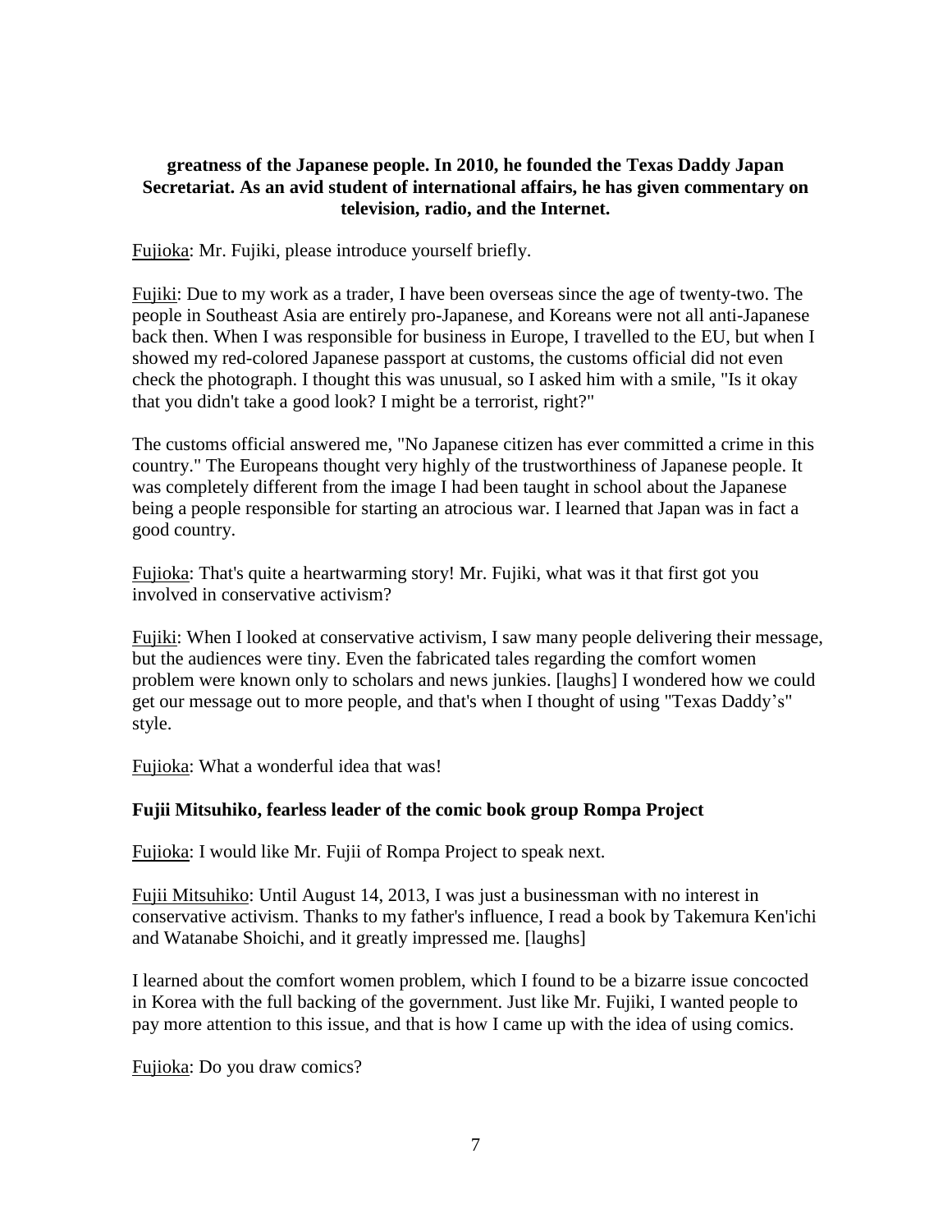**greatness of the Japanese people. In 2010, he founded the Texas Daddy Japan Secretariat. As an avid student of international affairs, he has given commentary on television, radio, and the Internet.**

Fujioka: Mr. Fujiki, please introduce yourself briefly.

Fujiki: Due to my work as a trader, I have been overseas since the age of twenty-two. The people in Southeast Asia are entirely pro-Japanese, and Koreans were not all anti-Japanese back then. When I was responsible for business in Europe, I travelled to the EU, but when I showed my red-colored Japanese passport at customs, the customs official did not even check the photograph. I thought this was unusual, so I asked him with a smile, "Is it okay that you didn't take a good look? I might be a terrorist, right?"

The customs official answered me, "No Japanese citizen has ever committed a crime in this country." The Europeans thought very highly of the trustworthiness of Japanese people. It was completely different from the image I had been taught in school about the Japanese being a people responsible for starting an atrocious war. I learned that Japan was in fact a good country.

Fujioka: That's quite a heartwarming story! Mr. Fujiki, what was it that first got you involved in conservative activism?

Fujiki: When I looked at conservative activism, I saw many people delivering their message, but the audiences were tiny. Even the fabricated tales regarding the comfort women problem were known only to scholars and news junkies. [laughs] I wondered how we could get our message out to more people, and that's when I thought of using "Texas Daddy's" style.

Fujioka: What a wonderful idea that was!

**Fujii Mitsuhiko, fearless leader of the comic book group Rompa Project**

Fujioka: I would like Mr. Fujii of Rompa Project to speak next.

Fujii Mitsuhiko: Until August 14, 2013, I was just a businessman with no interest in conservative activism. Thanks to my father's influence, I read a book by Takemura Ken'ichi and Watanabe Shoichi, and it greatly impressed me. [laughs]

I learned about the comfort women problem, which I found to be a bizarre issue concocted in Korea with the full backing of the government. Just like Mr. Fujiki, I wanted people to pay more attention to this issue, and that is how I came up with the idea of using comics.

Fujioka: Do you draw comics?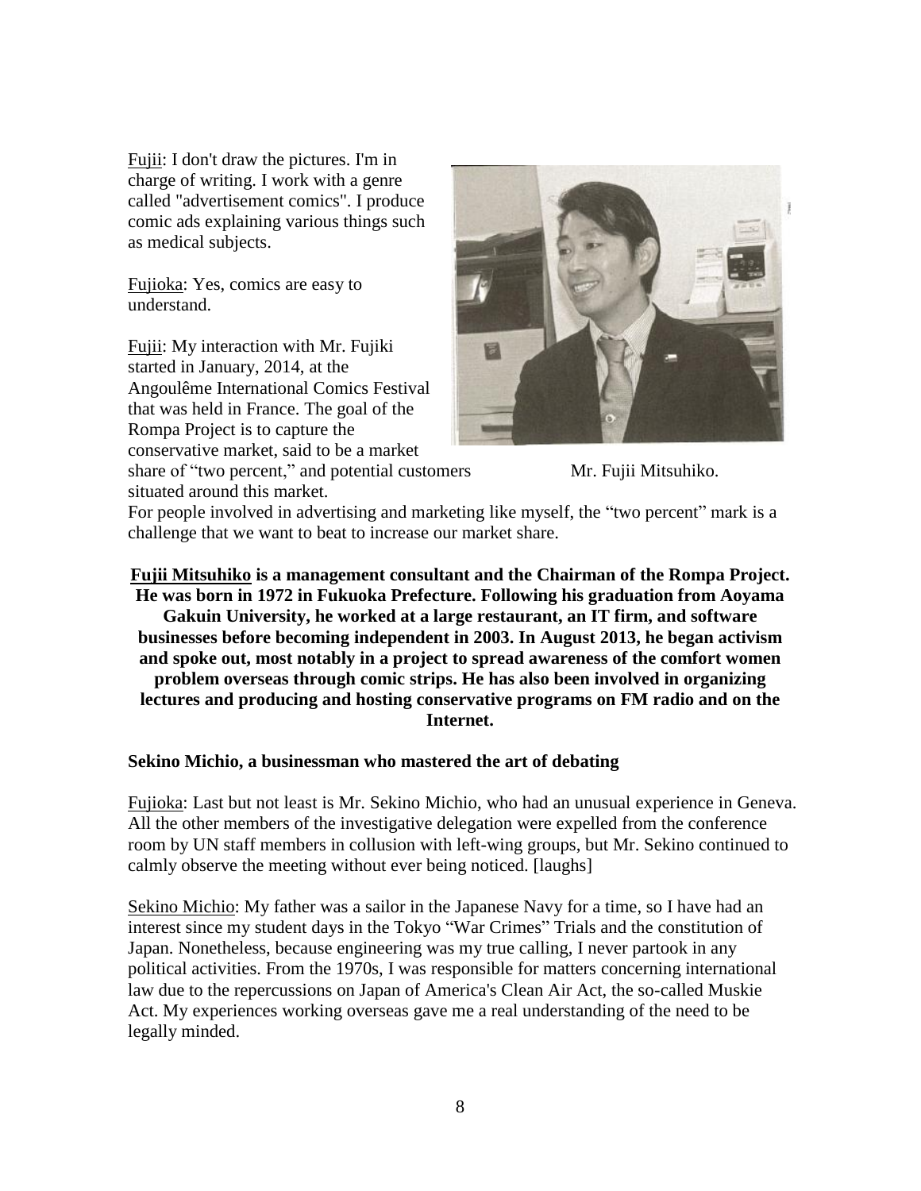Fujii: I don't draw the pictures. I'm in charge of writing. I work with a genre called "advertisement comics". I produce comic ads explaining various things such as medical subjects.

Fujioka: Yes, comics are easy to understand.

Fujii: My interaction with Mr. Fujiki started in January, 2014, at the Angoulême International Comics Festival that was held in France. The goal of the Rompa Project is to capture the conservative market, said to be a market share of "two percent," and potential customers situated around this market.

Mr. Fujii Mitsuhiko.

For people involved in advertising and marketing like myself, the "two percent" mark is a challenge that we want to beat to increase our market share.

**Fujii Mitsuhiko is a management consultant and the Chairman of the Rompa Project. He was born in 1972 in Fukuoka Prefecture. Following his graduation from Aoyama Gakuin University, he worked at a large restaurant, an IT firm, and software businesses before becoming independent in 2003. In August 2013, he began activism and spoke out, most notably in a project to spread awareness of the comfort women problem overseas through comic strips. He has also been involved in organizing lectures and producing and hosting conservative programs on FM radio and on the Internet.**

### Sekino Michio, a businessman who mastered the art of debating

Fujioka: Last but not least is Mr. Sekino Michio, who had an unusual experience in Geneva. All the other members of the investigative delegation were expelled from the conference room by UN staff members in collusion with left-wing groups, but Mr. Sekino continued to calmly observe the meeting without ever being noticed. [laughs]

Sekino Michio: My father was a sailor in the Japanese Navy for a time, so I have had an interest since my student days in the Tokyo "War Crimes" Trials and the constitution of Japan. Nonetheless, because engineering was my true calling, I never partook in any political activities. From the 1970s, I was responsible for matters concerning international law due to the repercussions on Japan of America's Clean Air Act, the so-called Muskie Act. My experiences working overseas gave me a real understanding of the need to be legally minded.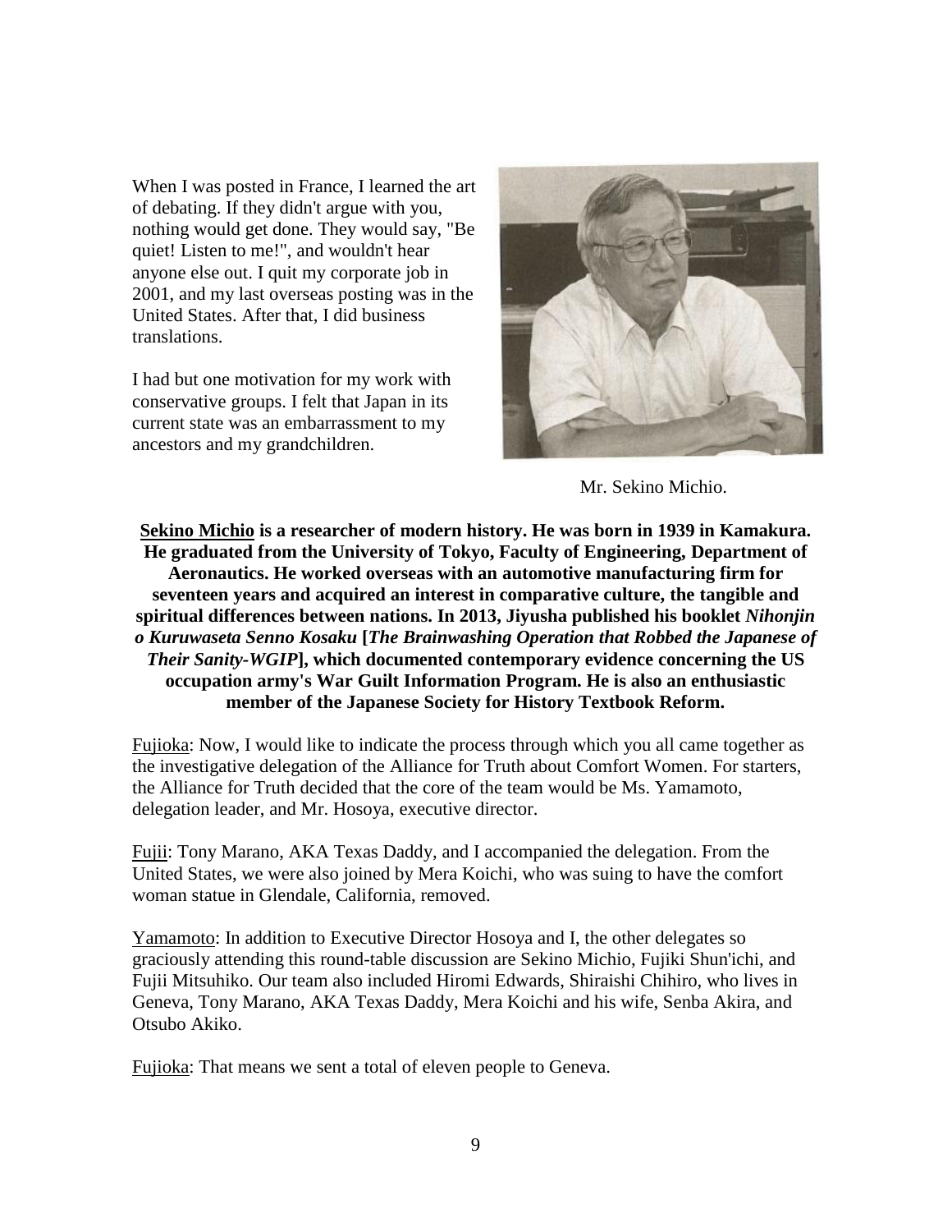When I was posted in France, I learned the art of debating. If they didn't argue with you, nothing would get done. They would say, "Be quiet! Listen to me!", and wouldn't hear anyone else out. I quit my corporate job in 2001, and my last overseas posting was in the United States. After that, I did business translations.

I had but one motivation for my work with conservative groups. I felt that Japan in its current state was an embarrassment to my ancestors and my grandchildren.

Mr. Sekino Michio.

**Sekino Michio is a researcher of modern history. He was born in 1939 in Kamakura. He graduated from the University of Tokyo, Faculty of Engineering, Department of Aeronautics. He worked overseas with an automotive manufacturing firm for seventeen years and acquired an interest in comparative culture, the tangible and spiritual differences between nations. In 2013, Jiyusha published his booklet *Nihonjin o Kuruwaseta Senno Kosaku* [*The Brainwashing Operation that Robbed the Japanese of Their Sanity-WGIP*], which documented contemporary evidence concerning the US occupation army's War Guilt Information Program. He is also an enthusiastic member of the Japanese Society for History Textbook Reform.**

Fujioka: Now, I would like to indicate the process through which you all came together as the investigative delegation of the Alliance for Truth about Comfort Women. For starters, the Alliance for Truth decided that the core of the team would be Ms. Yamamoto, delegation leader, and Mr. Hosoya, executive director.

Fujii: Tony Marano, AKA Texas Daddy, and I accompanied the delegation. From the United States, we were also joined by Mera Koichi, who was suing to have the comfort woman statue in Glendale, California, removed.

Yamamoto: In addition to Executive Director Hosoya and I, the other delegates so graciously attending this round-table discussion are Sekino Michio, Fujiki Shun'ichi, and Fujii Mitsuhiko. Our team also included Hiromi Edwards, Shiraishi Chihiro, who lives in Geneva, Tony Marano, AKA Texas Daddy, Mera Koichi and his wife, Senba Akira, and Otsubo Akiko.

Fujioka: That means we sent a total of eleven people to Geneva.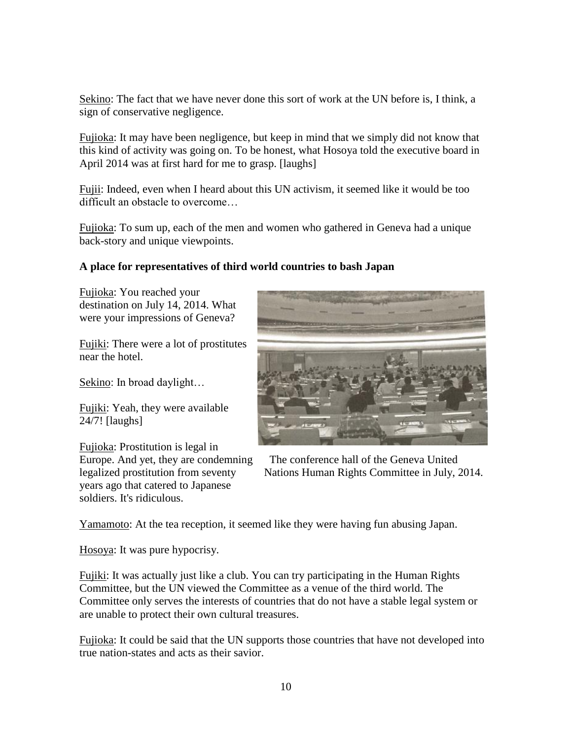Sekino: The fact that we have never done this sort of work at the UN before is, I think, a sign of conservative negligence.

Fujioka: It may have been negligence, but keep in mind that we simply did not know that this kind of activity was going on. To be honest, what Hosoya told the executive board in April 2014 was at first hard for me to grasp. [laughs]

Fujii: Indeed, even when I heard about this UN activism, it seemed like it would be too difficult an obstacle to overcome…

Fujioka: To sum up, each of the men and women who gathered in Geneva had a unique back-story and unique viewpoints.

**A place for representatives of third world countries to bash Japan**

Fujioka: You reached your destination on July 14, 2014. What were your impressions of Geneva?

Fujiki: There were a lot of prostitutes near the hotel.

Sekino: In broad daylight…

Fujiki: Yeah, they were available 24/7! [laughs]

Fujioka: Prostitution is legal in Europe. And yet, they are condemning legalized prostitution from seventy years ago that catered to Japanese soldiers. It's ridiculous.

The conference hall of the Geneva United Nations Human Rights Committee in July, 2014.

Yamamoto: At the tea reception, it seemed like they were having fun abusing Japan.

Hosoya: It was pure hypocrisy.

Fujiki: It was actually just like a club. You can try participating in the Human Rights Committee, but the UN viewed the Committee as a venue of the third world. The Committee only serves the interests of countries that do not have a stable legal system or are unable to protect their own cultural treasures.

Fujioka: It could be said that the UN supports those countries that have not developed into true nation-states and acts as their savior.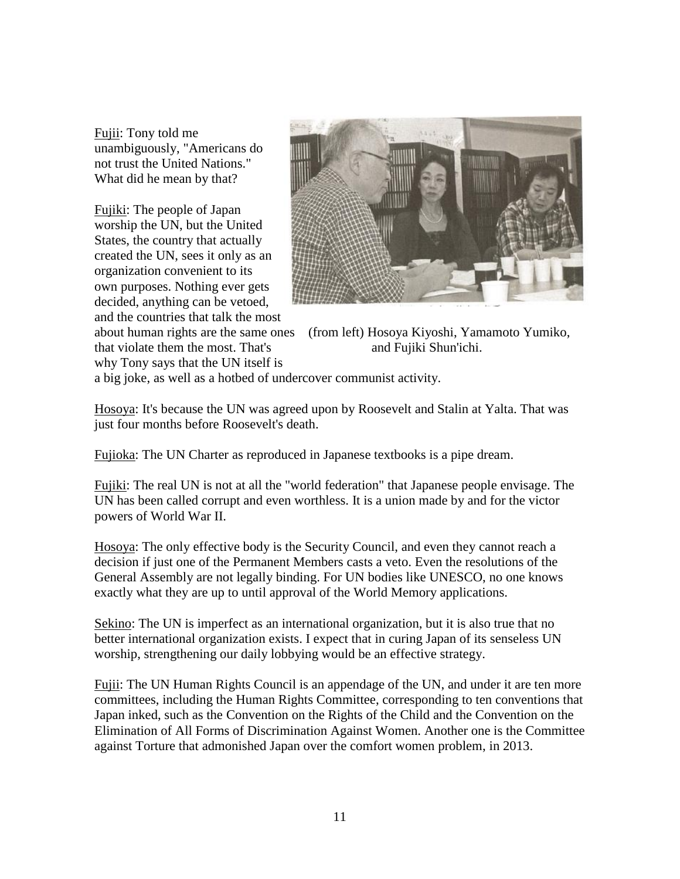Fujii: Tony told me unambiguously, "Americans do not trust the United Nations." What did he mean by that?

Fujiki: The people of Japan worship the UN, but the United States, the country that actually created the UN, sees it only as an organization convenient to its own purposes. Nothing ever gets decided, anything can be vetoed, and the countries that talk the most about human rights are the same ones that violate them the most. That's why Tony says that the UN itself is a big joke, as well as a hotbed of undercover communist activity.

(from left) Hosoya Kiyoshi, Yamamoto Yumiko, and Fujiki Shun'ichi.

Hosoya: It's because the UN was agreed upon by Roosevelt and Stalin at Yalta. That was just four months before Roosevelt's death.

Fujioka: The UN Charter as reproduced in Japanese textbooks is a pipe dream.

Fujiki: The real UN is not at all the "world federation" that Japanese people envisage. The UN has been called corrupt and even worthless. It is a union made by and for the victor powers of World War II.

Hosoya: The only effective body is the Security Council, and even they cannot reach a decision if just one of the Permanent Members casts a veto. Even the resolutions of the General Assembly are not legally binding. For UN bodies like UNESCO, no one knows exactly what they are up to until approval of the World Memory applications.

Sekino: The UN is imperfect as an international organization, but it is also true that no better international organization exists. I expect that in curing Japan of its senseless UN worship, strengthening our daily lobbying would be an effective strategy.

Fujii: The UN Human Rights Council is an appendage of the UN, and under it are ten more committees, including the Human Rights Committee, corresponding to ten conventions that Japan inked, such as the Convention on the Rights of the Child and the Convention on the Elimination of All Forms of Discrimination Against Women. Another one is the Committee against Torture that admonished Japan over the comfort women problem, in 2013.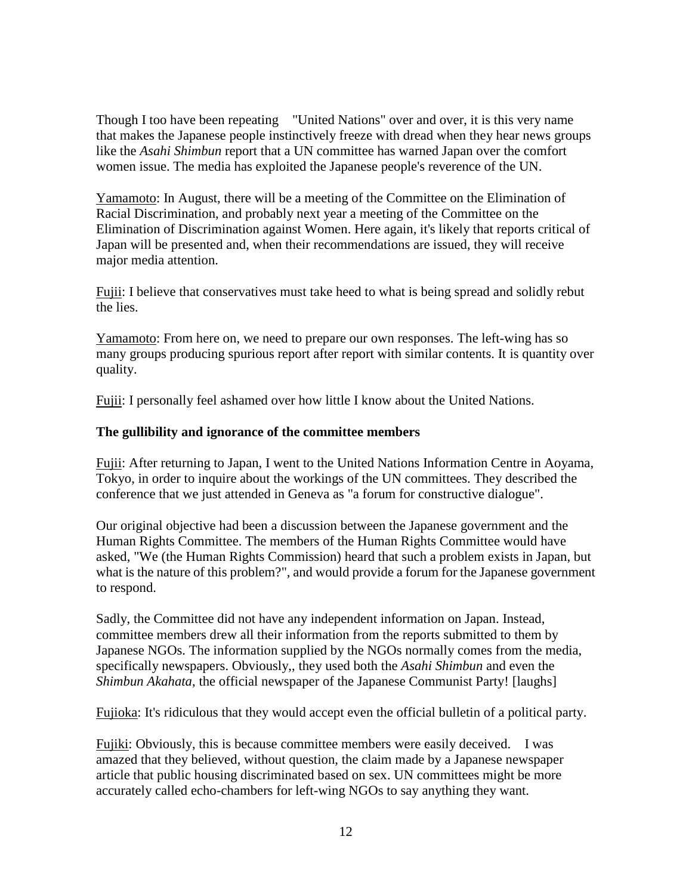Though I too have been repeating "United Nations" over and over, it is this very name that makes the Japanese people instinctively freeze with dread when they hear news groups like the *Asahi Shimbun* report that a UN committee has warned Japan over the comfort women issue. The media has exploited the Japanese people's reverence of the UN.

Yamamoto: In August, there will be a meeting of the Committee on the Elimination of Racial Discrimination, and probably next year a meeting of the Committee on the Elimination of Discrimination against Women. Here again, it's likely that reports critical of Japan will be presented and, when their recommendations are issued, they will receive major media attention.

Fujii: I believe that conservatives must take heed to what is being spread and solidly rebut the lies.

Yamamoto: From here on, we need to prepare our own responses. The left-wing has so many groups producing spurious report after report with similar contents. It is quantity over quality.

Fujii: I personally feel ashamed over how little I know about the United Nations.

**The gullibility and ignorance of the committee members**

Fujii: After returning to Japan, I went to the United Nations Information Centre in Aoyama, Tokyo, in order to inquire about the workings of the UN committees. They described the conference that we just attended in Geneva as "a forum for constructive dialogue".

Our original objective had been a discussion between the Japanese government and the Human Rights Committee. The members of the Human Rights Committee would have asked, "We (the Human Rights Commission) heard that such a problem exists in Japan, but what is the nature of this problem?", and would provide a forum for the Japanese government to respond.

Sadly, the Committee did not have any independent information on Japan. Instead, committee members drew all their information from the reports submitted to them by Japanese NGOs. The information supplied by the NGOs normally comes from the media, specifically newspapers. Obviously,, they used both the *Asahi Shimbun* and even the *Shimbun Akahata*, the official newspaper of the Japanese Communist Party! [laughs]

Fujioka: It's ridiculous that they would accept even the official bulletin of a political party.

Fujiki: Obviously, this is because committee members were easily deceived. I was amazed that they believed, without question, the claim made by a Japanese newspaper article that public housing discriminated based on sex. UN committees might be more accurately called echo-chambers for left-wing NGOs to say anything they want.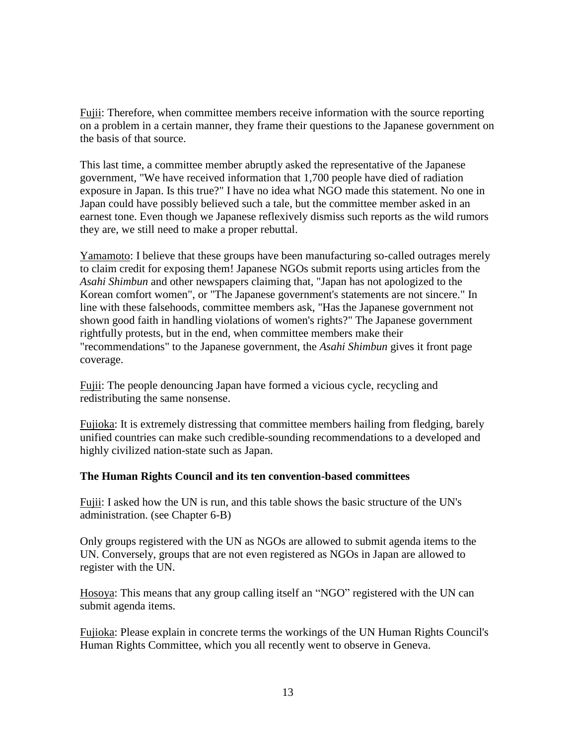Fujii: Therefore, when committee members receive information with the source reporting on a problem in a certain manner, they frame their questions to the Japanese government on the basis of that source.

This last time, a committee member abruptly asked the representative of the Japanese government, "We have received information that 1,700 people have died of radiation exposure in Japan. Is this true?" I have no idea what NGO made this statement. No one in Japan could have possibly believed such a tale, but the committee member asked in an earnest tone. Even though we Japanese reflexively dismiss such reports as the wild rumors they are, we still need to make a proper rebuttal.

Yamamoto: I believe that these groups have been manufacturing so-called outrages merely to claim credit for exposing them! Japanese NGOs submit reports using articles from the *Asahi Shimbun* and other newspapers claiming that, "Japan has not apologized to the Korean comfort women", or "The Japanese government's statements are not sincere." In line with these falsehoods, committee members ask, "Has the Japanese government not shown good faith in handling violations of women's rights?" The Japanese government rightfully protests, but in the end, when committee members make their "recommendations" to the Japanese government, the *Asahi Shimbun* gives it front page coverage.

Fujii: The people denouncing Japan have formed a vicious cycle, recycling and redistributing the same nonsense.

Fujioka: It is extremely distressing that committee members hailing from fledging, barely unified countries can make such credible-sounding recommendations to a developed and highly civilized nation-state such as Japan.

### The Human Rights Council and its ten convention-based committees

Fujii: I asked how the UN is run, and this table shows the basic structure of the UN's administration. (see Chapter 6-B)

Only groups registered with the UN as NGOs are allowed to submit agenda items to the UN. Conversely, groups that are not even registered as NGOs in Japan are allowed to register with the UN.

Hosoya: This means that any group calling itself an "NGO" registered with the UN can submit agenda items.

Fujioka: Please explain in concrete terms the workings of the UN Human Rights Council's Human Rights Committee, which you all recently went to observe in Geneva.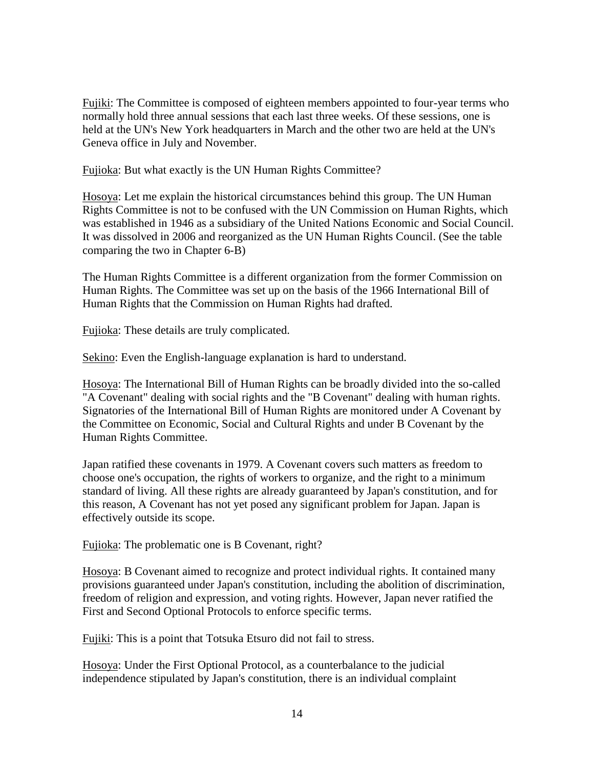Fujiki: The Committee is composed of eighteen members appointed to four-year terms who normally hold three annual sessions that each last three weeks. Of these sessions, one is held at the UN's New York headquarters in March and the other two are held at the UN's Geneva office in July and November.

Fujioka: But what exactly is the UN Human Rights Committee?

Hosoya: Let me explain the historical circumstances behind this group. The UN Human Rights Committee is not to be confused with the UN Commission on Human Rights, which was established in 1946 as a subsidiary of the United Nations Economic and Social Council. It was dissolved in 2006 and reorganized as the UN Human Rights Council. (See the table comparing the two in Chapter 6-B)

The Human Rights Committee is a different organization from the former Commission on Human Rights. The Committee was set up on the basis of the 1966 International Bill of Human Rights that the Commission on Human Rights had drafted.

Fujioka: These details are truly complicated.

Sekino: Even the English-language explanation is hard to understand.

Hosoya: The International Bill of Human Rights can be broadly divided into the so-called "A Covenant" dealing with social rights and the "B Covenant" dealing with human rights. Signatories of the International Bill of Human Rights are monitored under A Covenant by the Committee on Economic, Social and Cultural Rights and under B Covenant by the Human Rights Committee.

Japan ratified these covenants in 1979. A Covenant covers such matters as freedom to choose one's occupation, the rights of workers to organize, and the right to a minimum standard of living. All these rights are already guaranteed by Japan's constitution, and for this reason, A Covenant has not yet posed any significant problem for Japan. Japan is effectively outside its scope.

Fujioka: The problematic one is B Covenant, right?

Hosoya: B Covenant aimed to recognize and protect individual rights. It contained many provisions guaranteed under Japan's constitution, including the abolition of discrimination, freedom of religion and expression, and voting rights. However, Japan never ratified the First and Second Optional Protocols to enforce specific terms.

Fujiki: This is a point that Totsuka Etsuro did not fail to stress.

Hosoya: Under the First Optional Protocol, as a counterbalance to the judicial independence stipulated by Japan's constitution, there is an individual complaint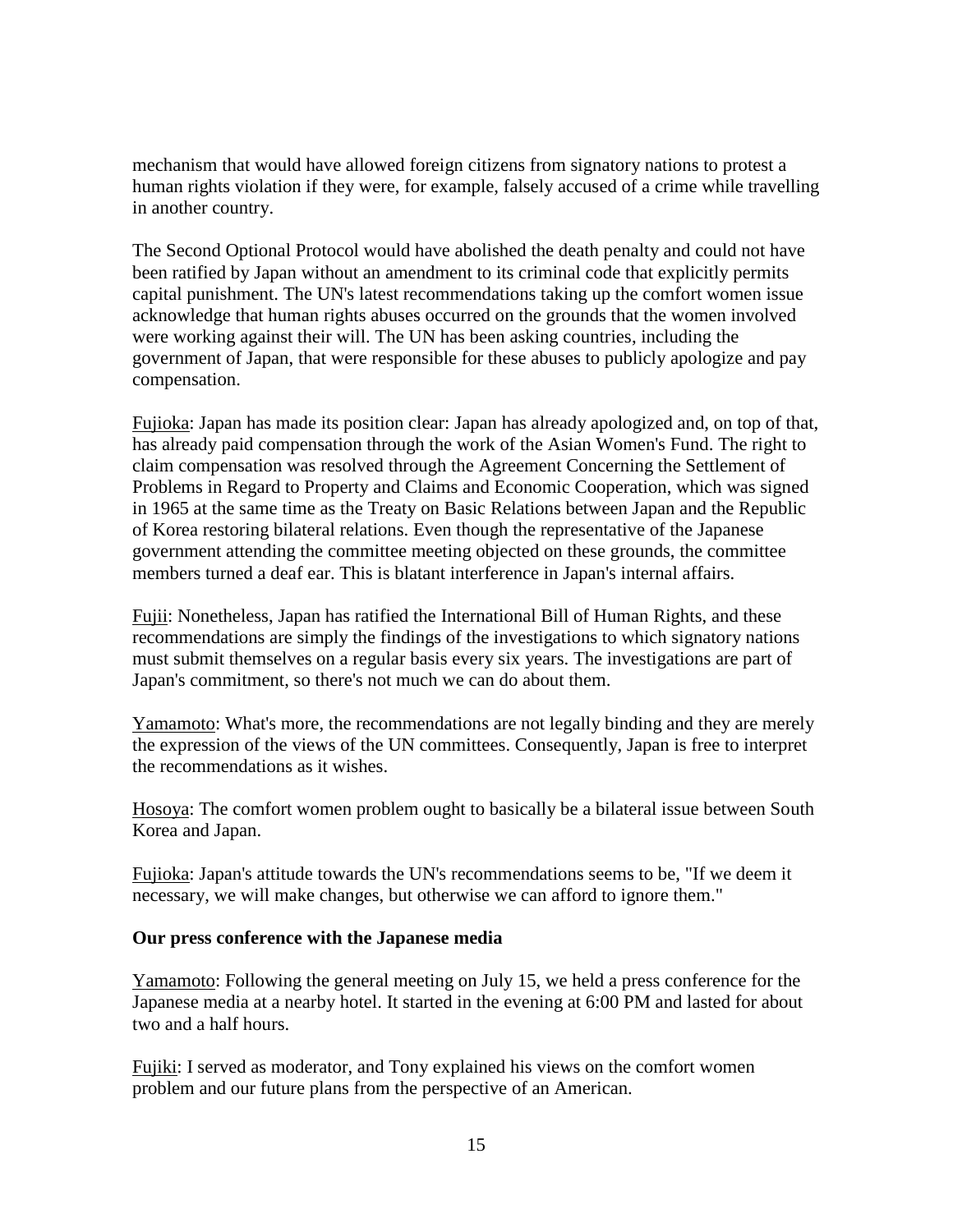mechanism that would have allowed foreign citizens from signatory nations to protest a human rights violation if they were, for example, falsely accused of a crime while travelling in another country.

The Second Optional Protocol would have abolished the death penalty and could not have been ratified by Japan without an amendment to its criminal code that explicitly permits capital punishment. The UN's latest recommendations taking up the comfort women issue acknowledge that human rights abuses occurred on the grounds that the women involved were working against their will. The UN has been asking countries, including the government of Japan, that were responsible for these abuses to publicly apologize and pay compensation.

Fujioka: Japan has made its position clear: Japan has already apologized and, on top of that, has already paid compensation through the work of the Asian Women's Fund. The right to claim compensation was resolved through the Agreement Concerning the Settlement of Problems in Regard to Property and Claims and Economic Cooperation, which was signed in 1965 at the same time as the Treaty on Basic Relations between Japan and the Republic of Korea restoring bilateral relations. Even though the representative of the Japanese government attending the committee meeting objected on these grounds, the committee members turned a deaf ear. This is blatant interference in Japan's internal affairs.

Fujii: Nonetheless, Japan has ratified the International Bill of Human Rights, and these recommendations are simply the findings of the investigations to which signatory nations must submit themselves on a regular basis every six years. The investigations are part of Japan's commitment, so there's not much we can do about them.

Yamamoto: What's more, the recommendations are not legally binding and they are merely the expression of the views of the UN committees. Consequently, Japan is free to interpret the recommendations as it wishes.

Hosoya: The comfort women problem ought to basically be a bilateral issue between South Korea and Japan.

Fujioka: Japan's attitude towards the UN's recommendations seems to be, "If we deem it necessary, we will make changes, but otherwise we can afford to ignore them."

**Our press conference with the Japanese media**

Yamamoto: Following the general meeting on July 15, we held a press conference for the Japanese media at a nearby hotel. It started in the evening at 6:00 PM and lasted for about two and a half hours.

Fujiki: I served as moderator, and Tony explained his views on the comfort women problem and our future plans from the perspective of an American.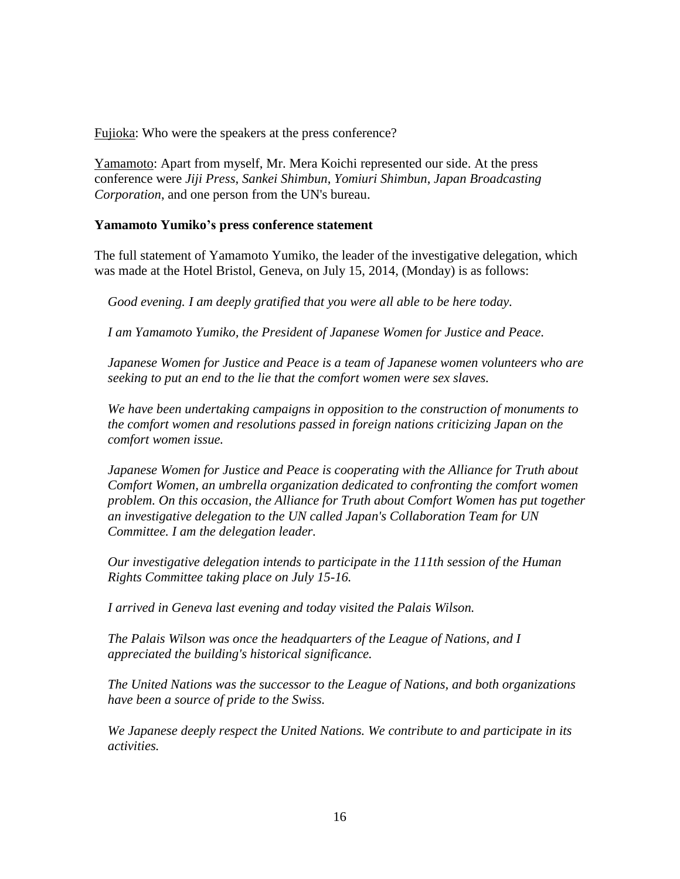Fujioka: Who were the speakers at the press conference?

Yamamoto: Apart from myself, Mr. Mera Koichi represented our side. At the press conference were *Jiji Press*, *Sankei Shimbun*, *Yomiuri Shimbun*, *Japan Broadcasting Corporation*, and one person from the UN's bureau.

**Yamamoto Yumiko's press conference statement**

The full statement of Yamamoto Yumiko, the leader of the investigative delegation, which was made at the Hotel Bristol, Geneva, on July 15, 2014, (Monday) is as follows:

> *Good evening. I am deeply gratified that you were all able to be here today.*
>
> *I am Yamamoto Yumiko, the President of Japanese Women for Justice and Peace.*
>
> *Japanese Women for Justice and Peace is a team of Japanese women volunteers who are seeking to put an end to the lie that the comfort women were sex slaves.*
>
> *We have been undertaking campaigns in opposition to the construction of monuments to the comfort women and resolutions passed in foreign nations criticizing Japan on the comfort women issue.*
>
> *Japanese Women for Justice and Peace is cooperating with the Alliance for Truth about Comfort Women, an umbrella organization dedicated to confronting the comfort women problem. On this occasion, the Alliance for Truth about Comfort Women has put together an investigative delegation to the UN called Japan's Collaboration Team for UN Committee. I am the delegation leader.*
>
> *Our investigative delegation intends to participate in the 111th session of the Human Rights Committee taking place on July 15-16.*
>
> *I arrived in Geneva last evening and today visited the Palais Wilson.*
>
> *The Palais Wilson was once the headquarters of the League of Nations, and I appreciated the building's historical significance.*
>
> *The United Nations was the successor to the League of Nations, and both organizations have been a source of pride to the Swiss.*
>
> *We Japanese deeply respect the United Nations. We contribute to and participate in its activities.*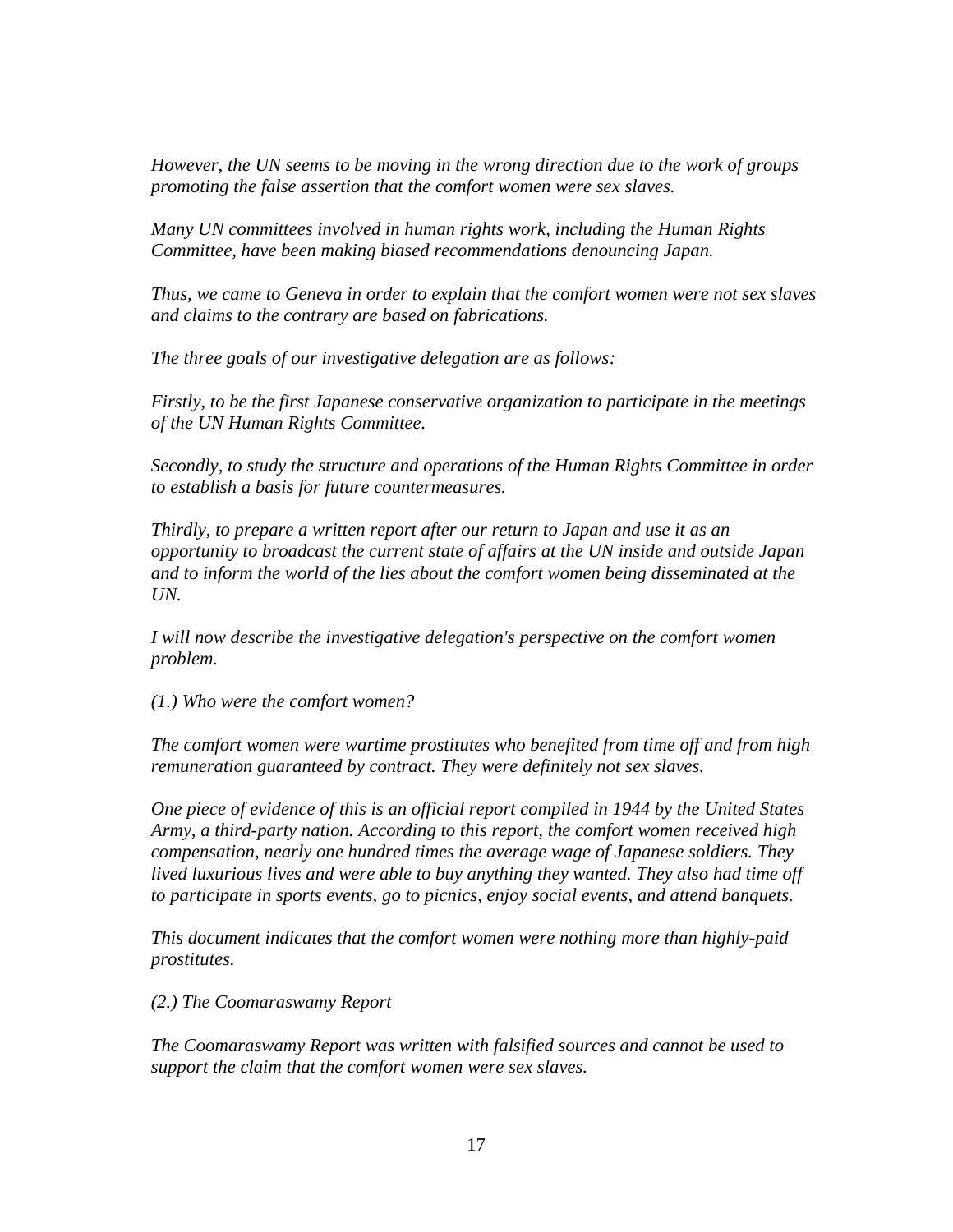*However, the UN seems to be moving in the wrong direction due to the work of groups promoting the false assertion that the comfort women were sex slaves.*

*Many UN committees involved in human rights work, including the Human Rights Committee, have been making biased recommendations denouncing Japan.*

*Thus, we came to Geneva in order to explain that the comfort women were not sex slaves and claims to the contrary are based on fabrications.*

*The three goals of our investigative delegation are as follows:*

*Firstly, to be the first Japanese conservative organization to participate in the meetings of the UN Human Rights Committee.*

*Secondly, to study the structure and operations of the Human Rights Committee in order to establish a basis for future countermeasures.*

*Thirdly, to prepare a written report after our return to Japan and use it as an opportunity to broadcast the current state of affairs at the UN inside and outside Japan and to inform the world of the lies about the comfort women being disseminated at the UN.*

*I will now describe the investigative delegation's perspective on the comfort women problem.*

*(1.) Who were the comfort women?*

*The comfort women were wartime prostitutes who benefited from time off and from high remuneration guaranteed by contract. They were definitely not sex slaves.*

*One piece of evidence of this is an official report compiled in 1944 by the United States Army, a third-party nation. According to this report, the comfort women received high compensation, nearly one hundred times the average wage of Japanese soldiers. They lived luxurious lives and were able to buy anything they wanted. They also had time off to participate in sports events, go to picnics, enjoy social events, and attend banquets.*

*This document indicates that the comfort women were nothing more than highly-paid prostitutes.*

*(2.) The Coomaraswamy Report*

*The Coomaraswamy Report was written with falsified sources and cannot be used to support the claim that the comfort women were sex slaves.*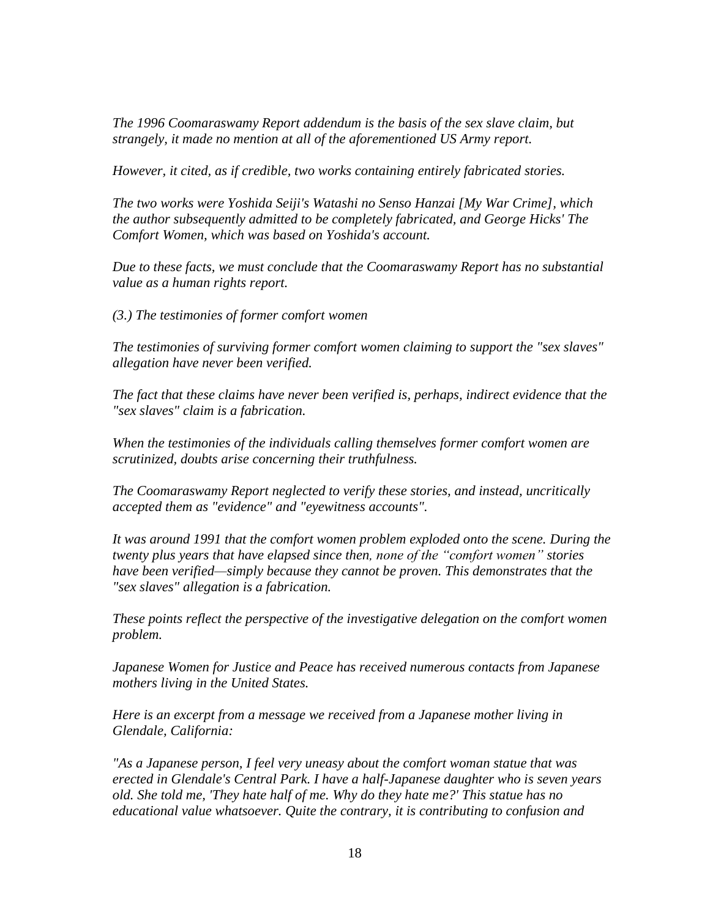*The 1996 Coomaraswamy Report addendum is the basis of the sex slave claim, but strangely, it made no mention at all of the aforementioned US Army report.*

*However, it cited, as if credible, two works containing entirely fabricated stories.*

*The two works were Yoshida Seiji's Watashi no Senso Hanzai [My War Crime], which the author subsequently admitted to be completely fabricated, and George Hicks' The Comfort Women, which was based on Yoshida's account.*

*Due to these facts, we must conclude that the Coomaraswamy Report has no substantial value as a human rights report.*

*(3.) The testimonies of former comfort women*

*The testimonies of surviving former comfort women claiming to support the "sex slaves" allegation have never been verified.*

*The fact that these claims have never been verified is, perhaps, indirect evidence that the "sex slaves" claim is a fabrication.*

*When the testimonies of the individuals calling themselves former comfort women are scrutinized, doubts arise concerning their truthfulness.*

*The Coomaraswamy Report neglected to verify these stories, and instead, uncritically accepted them as "evidence" and "eyewitness accounts".*

*It was around 1991 that the comfort women problem exploded onto the scene. During the twenty plus years that have elapsed since then, none of the "comfort women" stories have been verified—simply because they cannot be proven. This demonstrates that the "sex slaves" allegation is a fabrication.*

*These points reflect the perspective of the investigative delegation on the comfort women problem.*

*Japanese Women for Justice and Peace has received numerous contacts from Japanese mothers living in the United States.*

*Here is an excerpt from a message we received from a Japanese mother living in Glendale, California:*

*"As a Japanese person, I feel very uneasy about the comfort woman statue that was erected in Glendale's Central Park. I have a half-Japanese daughter who is seven years old. She told me, 'They hate half of me. Why do they hate me?' This statue has no educational value whatsoever. Quite the contrary, it is contributing to confusion and*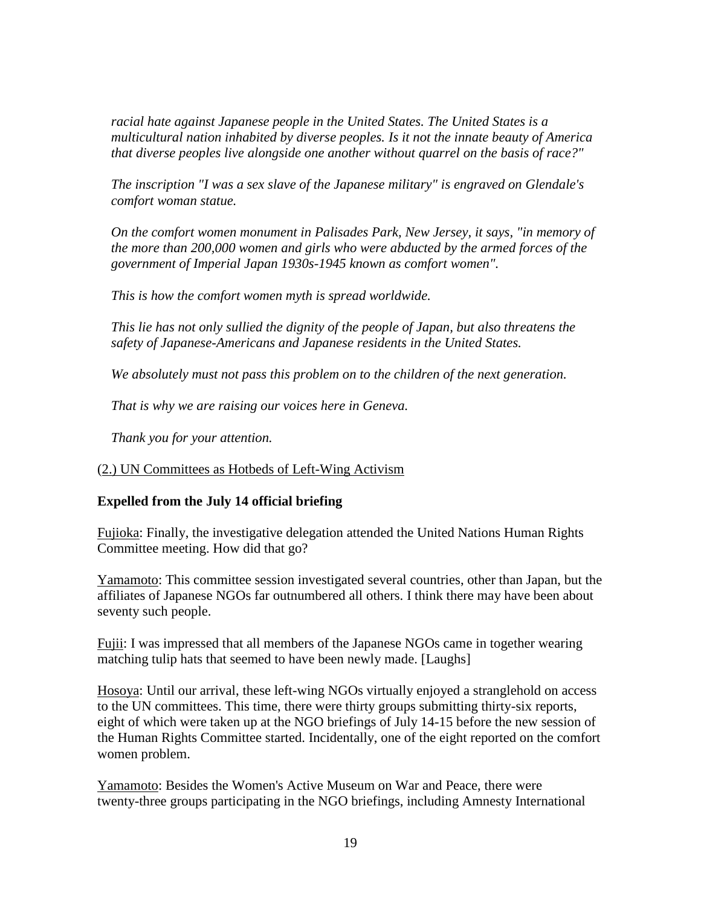*racial hate against Japanese people in the United States. The United States is a multicultural nation inhabited by diverse peoples. Is it not the innate beauty of America that diverse peoples live alongside one another without quarrel on the basis of race?"*

*The inscription "I was a sex slave of the Japanese military" is engraved on Glendale's comfort woman statue.*

*On the comfort women monument in Palisades Park, New Jersey, it says, "in memory of the more than 200,000 women and girls who were abducted by the armed forces of the government of Imperial Japan 1930s-1945 known as comfort women".*

*This is how the comfort women myth is spread worldwide.*

*This lie has not only sullied the dignity of the people of Japan, but also threatens the safety of Japanese-Americans and Japanese residents in the United States.*

*We absolutely must not pass this problem on to the children of the next generation.*

*That is why we are raising our voices here in Geneva.*

*Thank you for your attention.*

(2.) UN Committees as Hotbeds of Left-Wing Activism

**Expelled from the July 14 official briefing**

Fujioka: Finally, the investigative delegation attended the United Nations Human Rights Committee meeting. How did that go?

Yamamoto: This committee session investigated several countries, other than Japan, but the affiliates of Japanese NGOs far outnumbered all others. I think there may have been about seventy such people.

Fujii: I was impressed that all members of the Japanese NGOs came in together wearing matching tulip hats that seemed to have been newly made. [Laughs]

Hosoya: Until our arrival, these left-wing NGOs virtually enjoyed a stranglehold on access to the UN committees. This time, there were thirty groups submitting thirty-six reports, eight of which were taken up at the NGO briefings of July 14-15 before the new session of the Human Rights Committee started. Incidentally, one of the eight reported on the comfort women problem.

Yamamoto: Besides the Women's Active Museum on War and Peace, there were twenty-three groups participating in the NGO briefings, including Amnesty International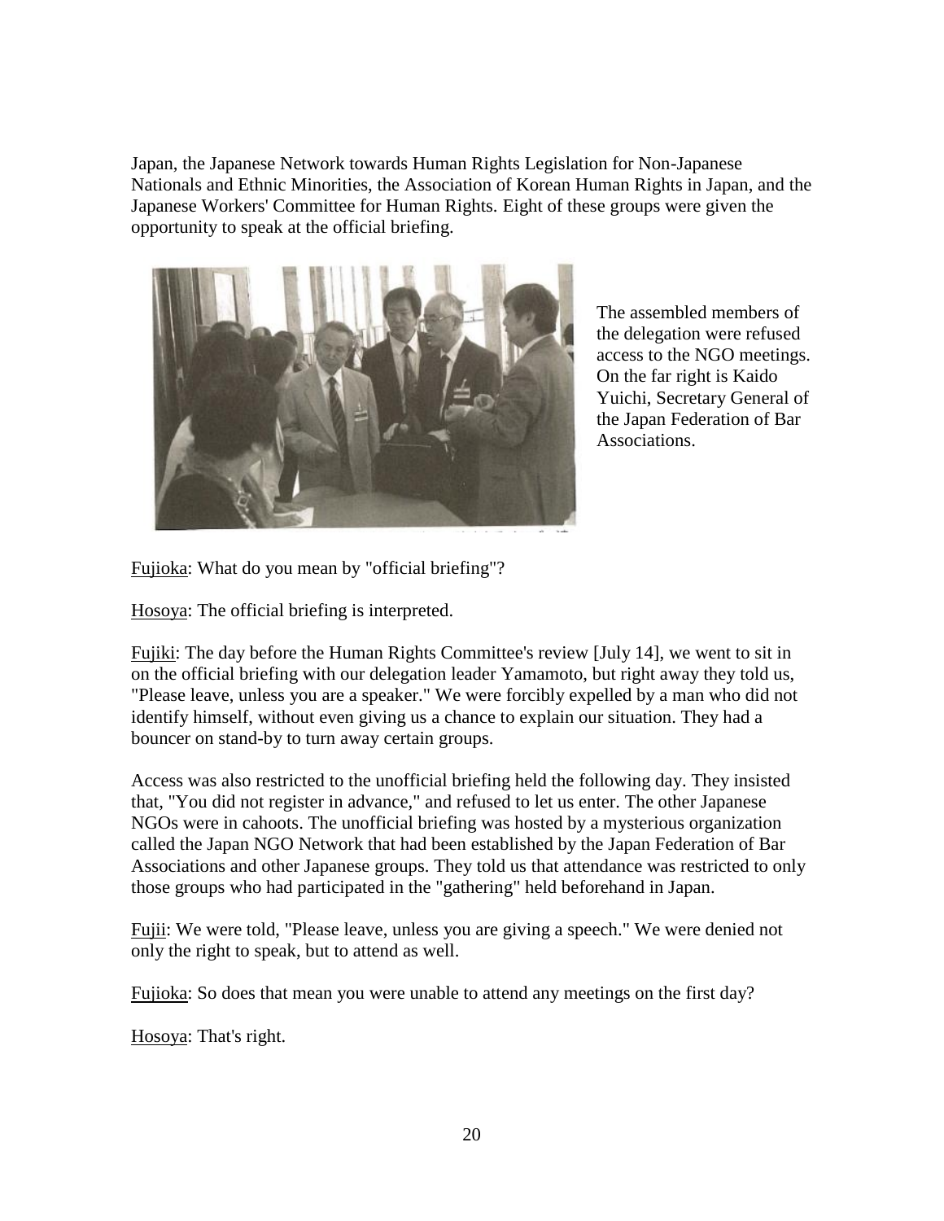Japan, the Japanese Network towards Human Rights Legislation for Non-Japanese Nationals and Ethnic Minorities, the Association of Korean Human Rights in Japan, and the Japanese Workers' Committee for Human Rights. Eight of these groups were given the opportunity to speak at the official briefing.

The assembled members of the delegation were refused access to the NGO meetings. On the far right is Kaido Yuichi, Secretary General of the Japan Federation of Bar Associations.

Fujioka: What do you mean by "official briefing"?

Hosoya: The official briefing is interpreted.

Fujiki: The day before the Human Rights Committee's review [July 14], we went to sit in on the official briefing with our delegation leader Yamamoto, but right away they told us, "Please leave, unless you are a speaker." We were forcibly expelled by a man who did not identify himself, without even giving us a chance to explain our situation. They had a bouncer on stand-by to turn away certain groups.

Access was also restricted to the unofficial briefing held the following day. They insisted that, "You did not register in advance," and refused to let us enter. The other Japanese NGOs were in cahoots. The unofficial briefing was hosted by a mysterious organization called the Japan NGO Network that had been established by the Japan Federation of Bar Associations and other Japanese groups. They told us that attendance was restricted to only those groups who had participated in the "gathering" held beforehand in Japan.

Fujii: We were told, "Please leave, unless you are giving a speech." We were denied not only the right to speak, but to attend as well.

Fujioka: So does that mean you were unable to attend any meetings on the first day?

Hosoya: That's right.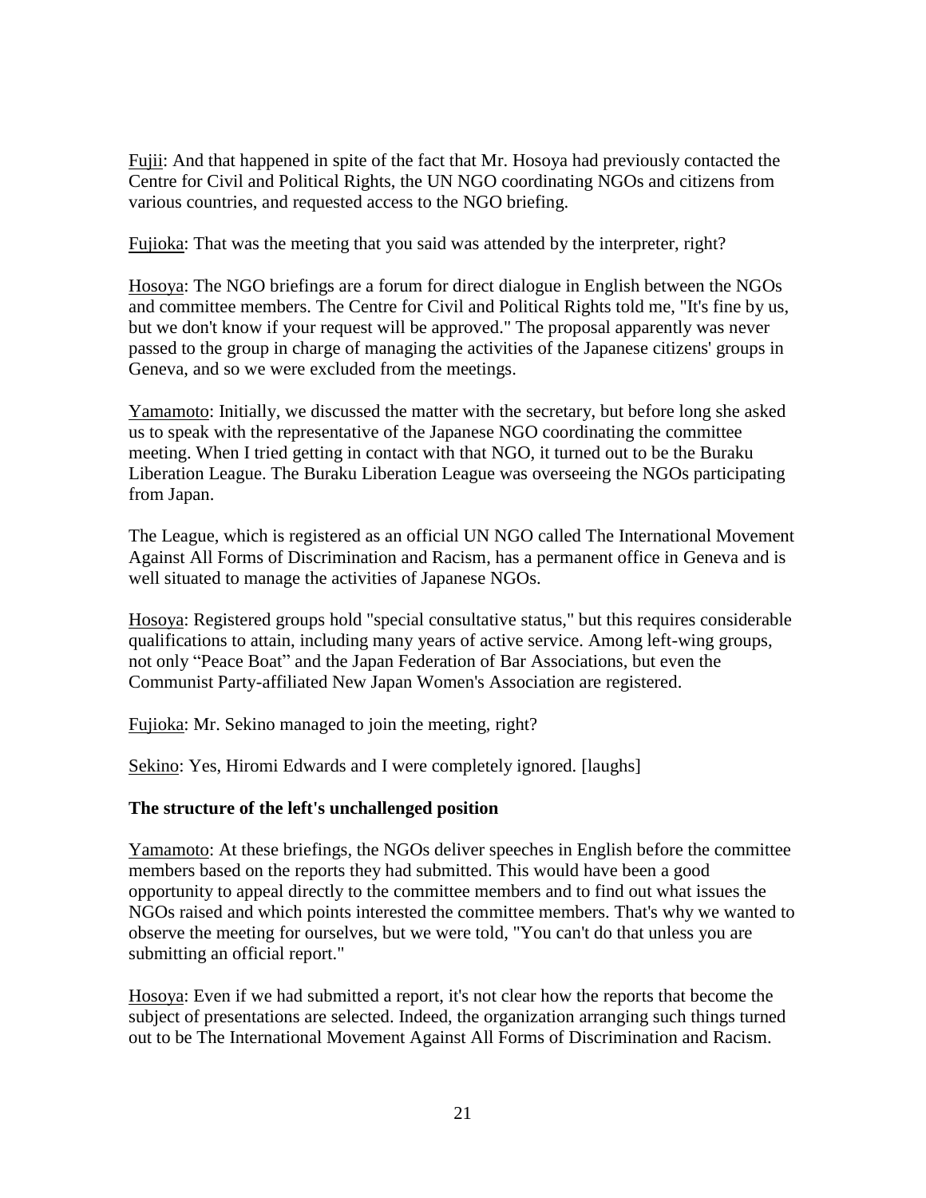Fujii: And that happened in spite of the fact that Mr. Hosoya had previously contacted the Centre for Civil and Political Rights, the UN NGO coordinating NGOs and citizens from various countries, and requested access to the NGO briefing.

Fujioka: That was the meeting that you said was attended by the interpreter, right?

Hosoya: The NGO briefings are a forum for direct dialogue in English between the NGOs and committee members. The Centre for Civil and Political Rights told me, "It's fine by us, but we don't know if your request will be approved." The proposal apparently was never passed to the group in charge of managing the activities of the Japanese citizens' groups in Geneva, and so we were excluded from the meetings.

Yamamoto: Initially, we discussed the matter with the secretary, but before long she asked us to speak with the representative of the Japanese NGO coordinating the committee meeting. When I tried getting in contact with that NGO, it turned out to be the Buraku Liberation League. The Buraku Liberation League was overseeing the NGOs participating from Japan.

The League, which is registered as an official UN NGO called The International Movement Against All Forms of Discrimination and Racism, has a permanent office in Geneva and is well situated to manage the activities of Japanese NGOs.

Hosoya: Registered groups hold "special consultative status," but this requires considerable qualifications to attain, including many years of active service. Among left-wing groups, not only "Peace Boat" and the Japan Federation of Bar Associations, but even the Communist Party-affiliated New Japan Women's Association are registered.

Fujioka: Mr. Sekino managed to join the meeting, right?

Sekino: Yes, Hiromi Edwards and I were completely ignored. [laughs]

**The structure of the left's unchallenged position**

Yamamoto: At these briefings, the NGOs deliver speeches in English before the committee members based on the reports they had submitted. This would have been a good opportunity to appeal directly to the committee members and to find out what issues the NGOs raised and which points interested the committee members. That's why we wanted to observe the meeting for ourselves, but we were told, "You can't do that unless you are submitting an official report."

Hosoya: Even if we had submitted a report, it's not clear how the reports that become the subject of presentations are selected. Indeed, the organization arranging such things turned out to be The International Movement Against All Forms of Discrimination and Racism.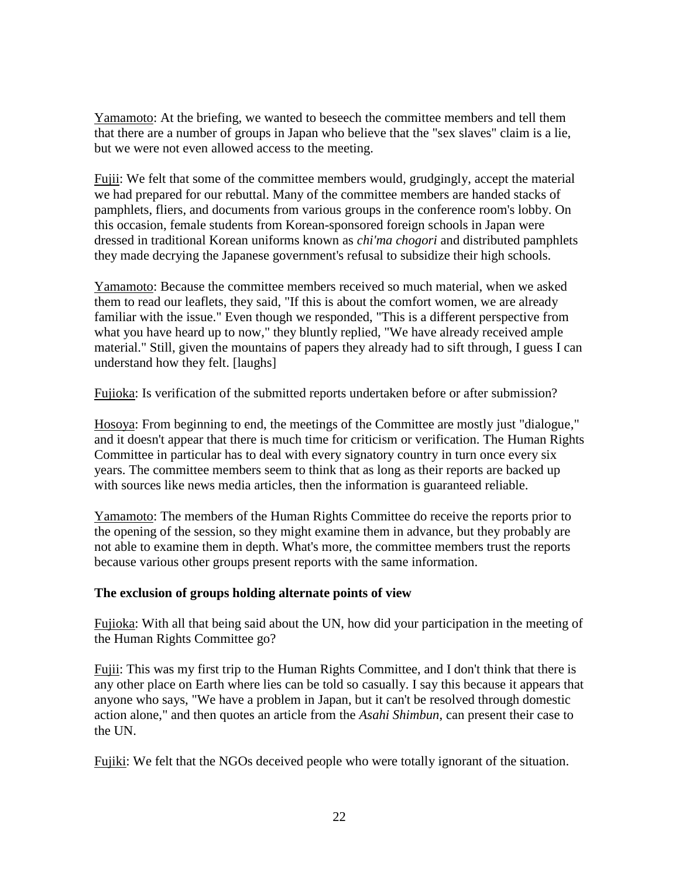Yamamoto: At the briefing, we wanted to beseech the committee members and tell them that there are a number of groups in Japan who believe that the "sex slaves" claim is a lie, but we were not even allowed access to the meeting.

Fujii: We felt that some of the committee members would, grudgingly, accept the material we had prepared for our rebuttal. Many of the committee members are handed stacks of pamphlets, fliers, and documents from various groups in the conference room's lobby. On this occasion, female students from Korean-sponsored foreign schools in Japan were dressed in traditional Korean uniforms known as *chi'ma chogori* and distributed pamphlets they made decrying the Japanese government's refusal to subsidize their high schools.

Yamamoto: Because the committee members received so much material, when we asked them to read our leaflets, they said, "If this is about the comfort women, we are already familiar with the issue." Even though we responded, "This is a different perspective from what you have heard up to now," they bluntly replied, "We have already received ample material." Still, given the mountains of papers they already had to sift through, I guess I can understand how they felt. [laughs]

Fujioka: Is verification of the submitted reports undertaken before or after submission?

Hosoya: From beginning to end, the meetings of the Committee are mostly just "dialogue," and it doesn't appear that there is much time for criticism or verification. The Human Rights Committee in particular has to deal with every signatory country in turn once every six years. The committee members seem to think that as long as their reports are backed up with sources like news media articles, then the information is guaranteed reliable.

Yamamoto: The members of the Human Rights Committee do receive the reports prior to the opening of the session, so they might examine them in advance, but they probably are not able to examine them in depth. What's more, the committee members trust the reports because various other groups present reports with the same information.

**The exclusion of groups holding alternate points of view**

Fujioka: With all that being said about the UN, how did your participation in the meeting of the Human Rights Committee go?

Fujii: This was my first trip to the Human Rights Committee, and I don't think that there is any other place on Earth where lies can be told so casually. I say this because it appears that anyone who says, "We have a problem in Japan, but it can't be resolved through domestic action alone," and then quotes an article from the *Asahi Shimbun*, can present their case to the UN.

Fujiki: We felt that the NGOs deceived people who were totally ignorant of the situation.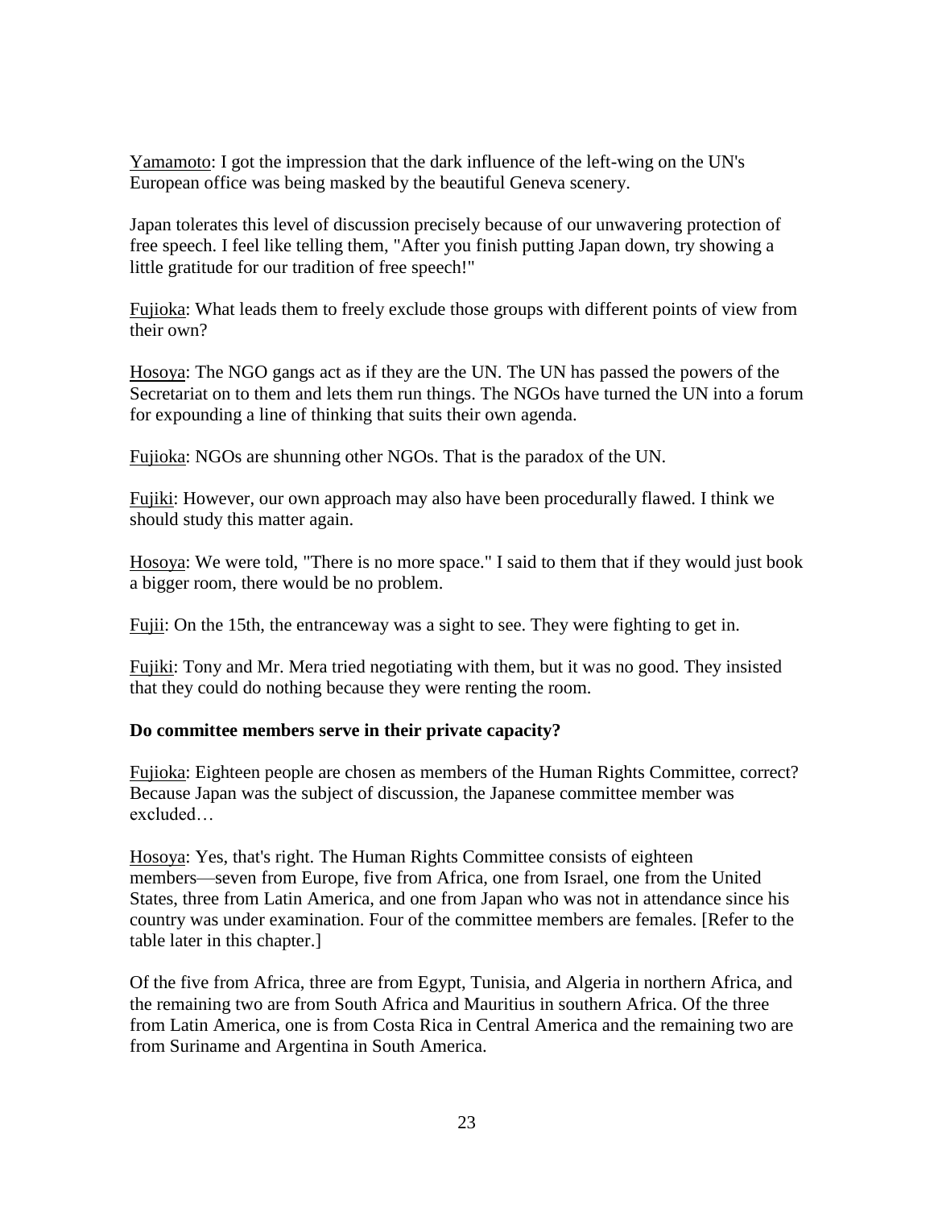Yamamoto: I got the impression that the dark influence of the left-wing on the UN's European office was being masked by the beautiful Geneva scenery.

Japan tolerates this level of discussion precisely because of our unwavering protection of free speech. I feel like telling them, "After you finish putting Japan down, try showing a little gratitude for our tradition of free speech!"

Fujioka: What leads them to freely exclude those groups with different points of view from their own?

Hosoya: The NGO gangs act as if they are the UN. The UN has passed the powers of the Secretariat on to them and lets them run things. The NGOs have turned the UN into a forum for expounding a line of thinking that suits their own agenda.

Fujioka: NGOs are shunning other NGOs. That is the paradox of the UN.

Fujiki: However, our own approach may also have been procedurally flawed. I think we should study this matter again.

Hosoya: We were told, "There is no more space." I said to them that if they would just book a bigger room, there would be no problem.

Fujii: On the 15th, the entranceway was a sight to see. They were fighting to get in.

Fujiki: Tony and Mr. Mera tried negotiating with them, but it was no good. They insisted that they could do nothing because they were renting the room.

**Do committee members serve in their private capacity?**

Fujioka: Eighteen people are chosen as members of the Human Rights Committee, correct? Because Japan was the subject of discussion, the Japanese committee member was excluded…

Hosoya: Yes, that's right. The Human Rights Committee consists of eighteen members—seven from Europe, five from Africa, one from Israel, one from the United States, three from Latin America, and one from Japan who was not in attendance since his country was under examination. Four of the committee members are females. [Refer to the table later in this chapter.]

Of the five from Africa, three are from Egypt, Tunisia, and Algeria in northern Africa, and the remaining two are from South Africa and Mauritius in southern Africa. Of the three from Latin America, one is from Costa Rica in Central America and the remaining two are from Suriname and Argentina in South America.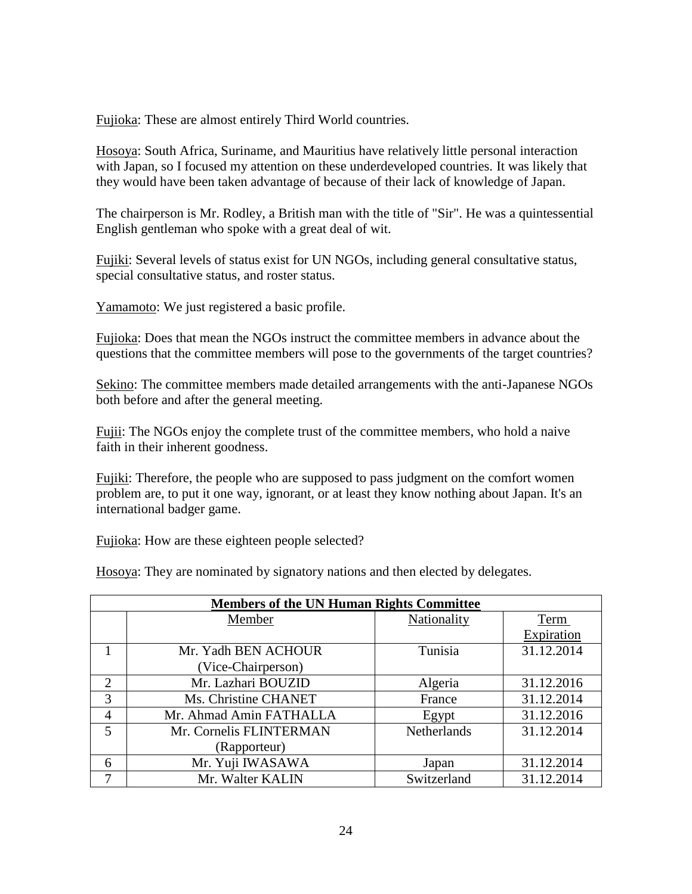Fujioka: These are almost entirely Third World countries.

Hosoya: South Africa, Suriname, and Mauritius have relatively little personal interaction with Japan, so I focused my attention on these underdeveloped countries. It was likely that they would have been taken advantage of because of their lack of knowledge of Japan.

The chairperson is Mr. Rodley, a British man with the title of "Sir". He was a quintessential English gentleman who spoke with a great deal of wit.

Fujiki: Several levels of status exist for UN NGOs, including general consultative status, special consultative status, and roster status.

Yamamoto: We just registered a basic profile.

Fujioka: Does that mean the NGOs instruct the committee members in advance about the questions that the committee members will pose to the governments of the target countries?

Sekino: The committee members made detailed arrangements with the anti-Japanese NGOs both before and after the general meeting.

Fujii: The NGOs enjoy the complete trust of the committee members, who hold a naive faith in their inherent goodness.

Fujiki: Therefore, the people who are supposed to pass judgment on the comfort women problem are, to put it one way, ignorant, or at least they know nothing about Japan. It's an international badger game.

Fujioka: How are these eighteen people selected?

Hosoya: They are nominated by signatory nations and then elected by delegates.

**Members of the UN Human Rights Committee**

| | Member | Nationality | Term Expiration |
|---|---|---|---|
| 1 | Mr. Yadh BEN ACHOUR (Vice-Chairperson) | Tunisia | 31.12.2014 |
| 2 | Mr. Lazhari BOUZID | Algeria | 31.12.2016 |
| 3 | Ms. Christine CHANET | France | 31.12.2014 |
| 4 | Mr. Ahmad Amin FATHALLA | Egypt | 31.12.2016 |
| 5 | Mr. Cornelis FLINTERMAN (Rapporteur) | Netherlands | 31.12.2014 |
| 6 | Mr. Yuji IWASAWA | Japan | 31.12.2014 |
| 7 | Mr. Walter KALIN | Switzerland | 31.12.2014 |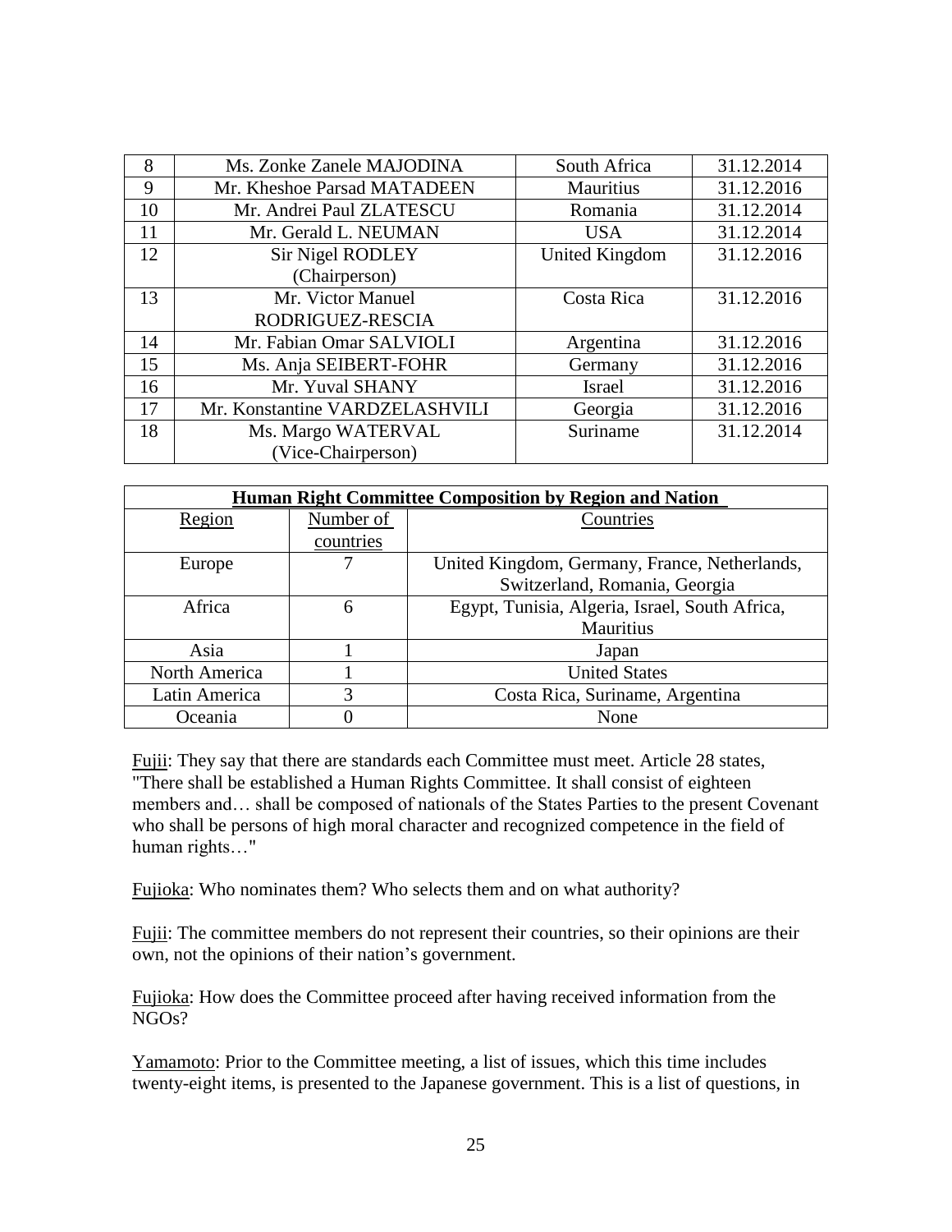| 8 | Ms. Zonke Zanele MAJODINA | South Africa | 31.12.2014 |
|---|---|---|---|
| 9 | Mr. Kheshoe Parsad MATADEEN | Mauritius | 31.12.2016 |
| 10 | Mr. Andrei Paul ZLATESCU | Romania | 31.12.2014 |
| 11 | Mr. Gerald L. NEUMAN | USA | 31.12.2014 |
| 12 | Sir Nigel RODLEY (Chairperson) | United Kingdom | 31.12.2016 |
| 13 | Mr. Victor Manuel RODRIGUEZ-RESCIA | Costa Rica | 31.12.2016 |
| 14 | Mr. Fabian Omar SALVIOLI | Argentina | 31.12.2016 |
| 15 | Ms. Anja SEIBERT-FOHR | Germany | 31.12.2016 |
| 16 | Mr. Yuval SHANY | Israel | 31.12.2016 |
| 17 | Mr. Konstantine VARDZELASHVILI | Georgia | 31.12.2016 |
| 18 | Ms. Margo WATERVAL (Vice-Chairperson) | Suriname | 31.12.2014 |

| **Human Right Committee Composition by Region and Nation** | | |
|---|---|---|
| Region | Number of countries | Countries |
| Europe | 7 | United Kingdom, Germany, France, Netherlands, Switzerland, Romania, Georgia |
| Africa | 6 | Egypt, Tunisia, Algeria, Israel, South Africa, Mauritius |
| Asia | 1 | Japan |
| North America | 1 | United States |
| Latin America | 3 | Costa Rica, Suriname, Argentina |
| Oceania | 0 | None |

Fujii: They say that there are standards each Committee must meet. Article 28 states, "There shall be established a Human Rights Committee. It shall consist of eighteen members and… shall be composed of nationals of the States Parties to the present Covenant who shall be persons of high moral character and recognized competence in the field of human rights…"

Fujioka: Who nominates them? Who selects them and on what authority?

Fujii: The committee members do not represent their countries, so their opinions are their own, not the opinions of their nation's government.

Fujioka: How does the Committee proceed after having received information from the NGOs?

Yamamoto: Prior to the Committee meeting, a list of issues, which this time includes twenty-eight items, is presented to the Japanese government. This is a list of questions, in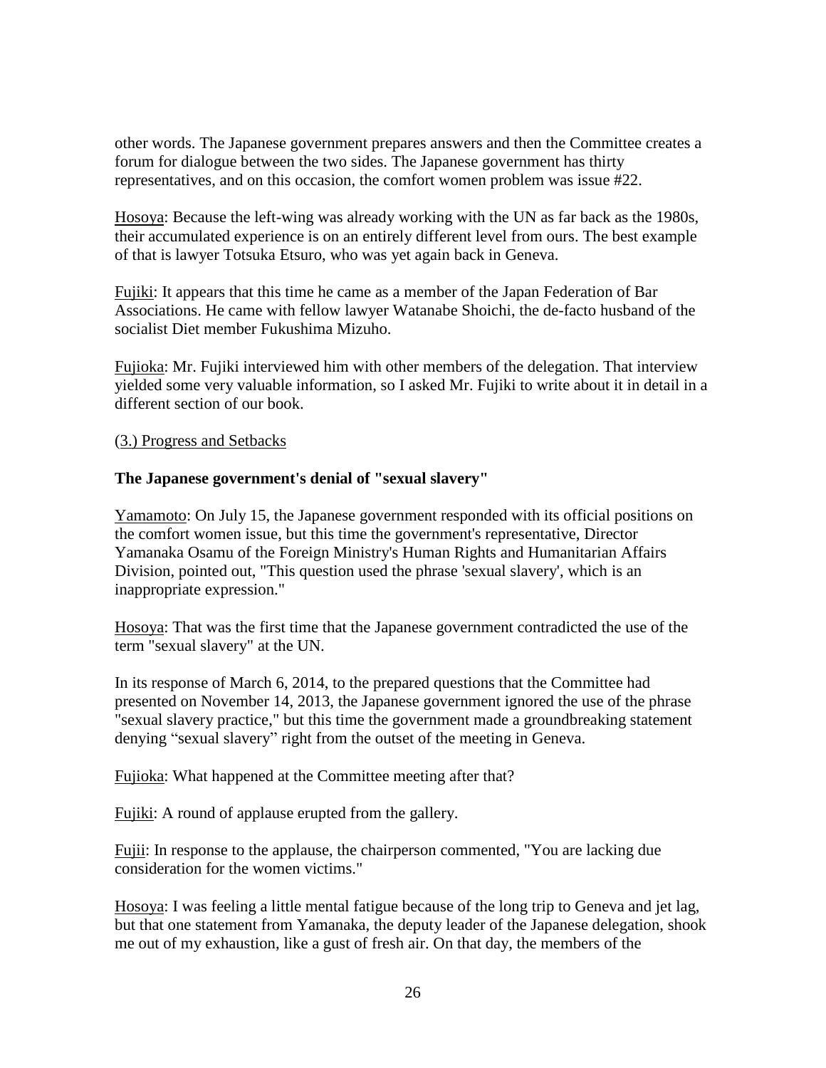other words. The Japanese government prepares answers and then the Committee creates a forum for dialogue between the two sides. The Japanese government has thirty representatives, and on this occasion, the comfort women problem was issue #22.

<u>Hosoya</u>: Because the left-wing was already working with the UN as far back as the 1980s, their accumulated experience is on an entirely different level from ours. The best example of that is lawyer Totsuka Etsuro, who was yet again back in Geneva.

<u>Fujiki</u>: It appears that this time he came as a member of the Japan Federation of Bar Associations. He came with fellow lawyer Watanabe Shoichi, the de-facto husband of the socialist Diet member Fukushima Mizuho.

<u>Fujioka</u>: Mr. Fujiki interviewed him with other members of the delegation. That interview yielded some very valuable information, so I asked Mr. Fujiki to write about it in detail in a different section of our book.

<u>(3.) Progress and Setbacks</u>

**The Japanese government's denial of "sexual slavery"**

<u>Yamamoto</u>: On July 15, the Japanese government responded with its official positions on the comfort women issue, but this time the government's representative, Director Yamanaka Osamu of the Foreign Ministry's Human Rights and Humanitarian Affairs Division, pointed out, "This question used the phrase 'sexual slavery', which is an inappropriate expression."

<u>Hosoya</u>: That was the first time that the Japanese government contradicted the use of the term "sexual slavery" at the UN.

In its response of March 6, 2014, to the prepared questions that the Committee had presented on November 14, 2013, the Japanese government ignored the use of the phrase "sexual slavery practice," but this time the government made a groundbreaking statement denying “sexual slavery” right from the outset of the meeting in Geneva.

<u>Fujioka</u>: What happened at the Committee meeting after that?

<u>Fujiki</u>: A round of applause erupted from the gallery.

<u>Fujii</u>: In response to the applause, the chairperson commented, "You are lacking due consideration for the women victims."

<u>Hosoya</u>: I was feeling a little mental fatigue because of the long trip to Geneva and jet lag, but that one statement from Yamanaka, the deputy leader of the Japanese delegation, shook me out of my exhaustion, like a gust of fresh air. On that day, the members of the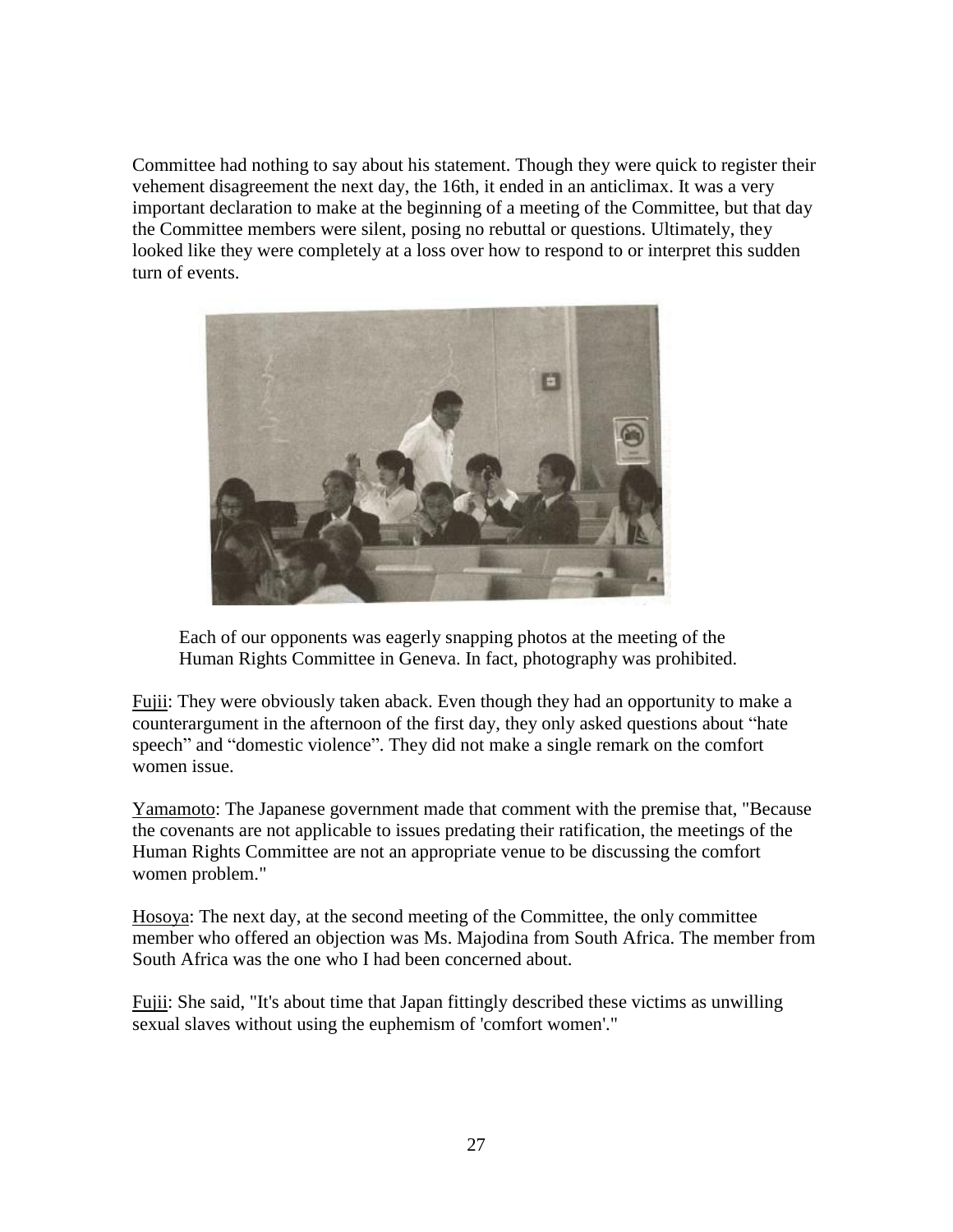Committee had nothing to say about his statement. Though they were quick to register their vehement disagreement the next day, the 16th, it ended in an anticlimax. It was a very important declaration to make at the beginning of a meeting of the Committee, but that day the Committee members were silent, posing no rebuttal or questions. Ultimately, they looked like they were completely at a loss over how to respond to or interpret this sudden turn of events.

Each of our opponents was eagerly snapping photos at the meeting of the Human Rights Committee in Geneva. In fact, photography was prohibited.

Fujii: They were obviously taken aback. Even though they had an opportunity to make a counterargument in the afternoon of the first day, they only asked questions about "hate speech" and "domestic violence". They did not make a single remark on the comfort women issue.

Yamamoto: The Japanese government made that comment with the premise that, "Because the covenants are not applicable to issues predating their ratification, the meetings of the Human Rights Committee are not an appropriate venue to be discussing the comfort women problem."

Hosoya: The next day, at the second meeting of the Committee, the only committee member who offered an objection was Ms. Majodina from South Africa. The member from South Africa was the one who I had been concerned about.

Fujii: She said, "It's about time that Japan fittingly described these victims as unwilling sexual slaves without using the euphemism of 'comfort women'."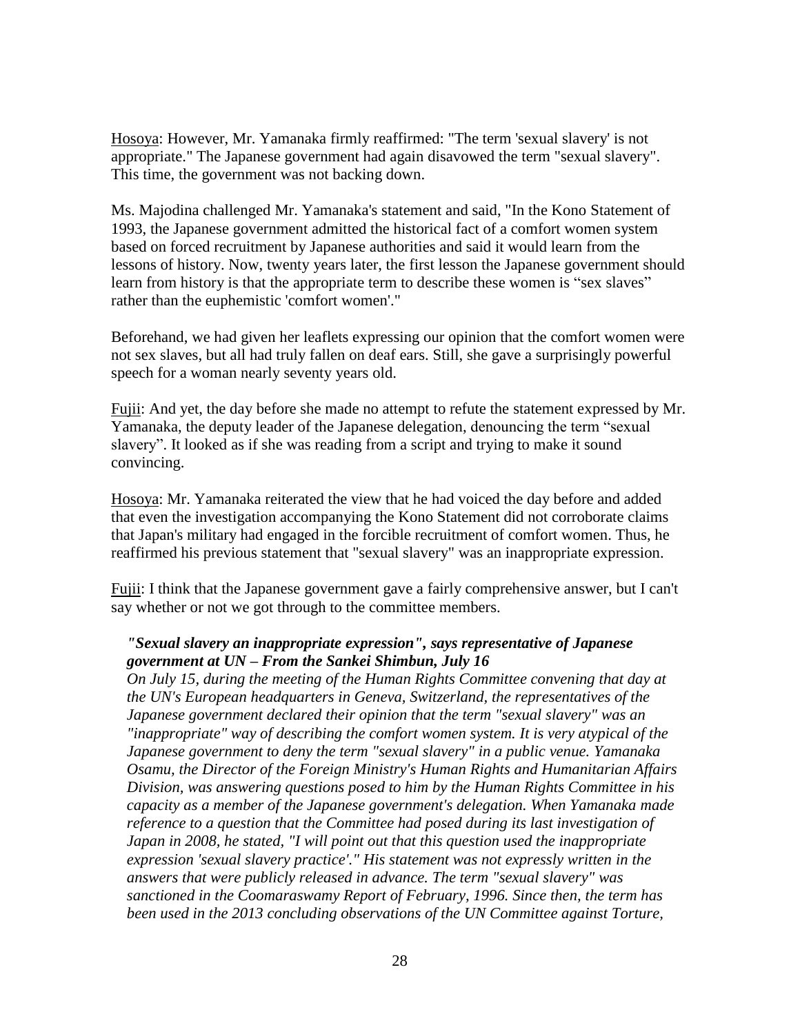<u>Hosoya</u>: However, Mr. Yamanaka firmly reaffirmed: "The term 'sexual slavery' is not appropriate." The Japanese government had again disavowed the term "sexual slavery". This time, the government was not backing down.

Ms. Majodina challenged Mr. Yamanaka's statement and said, "In the Kono Statement of 1993, the Japanese government admitted the historical fact of a comfort women system based on forced recruitment by Japanese authorities and said it would learn from the lessons of history. Now, twenty years later, the first lesson the Japanese government should learn from history is that the appropriate term to describe these women is "sex slaves" rather than the euphemistic 'comfort women'."

Beforehand, we had given her leaflets expressing our opinion that the comfort women were not sex slaves, but all had truly fallen on deaf ears. Still, she gave a surprisingly powerful speech for a woman nearly seventy years old.

<u>Fujii</u>: And yet, the day before she made no attempt to refute the statement expressed by Mr. Yamanaka, the deputy leader of the Japanese delegation, denouncing the term "sexual slavery". It looked as if she was reading from a script and trying to make it sound convincing.

<u>Hosoya</u>: Mr. Yamanaka reiterated the view that he had voiced the day before and added that even the investigation accompanying the Kono Statement did not corroborate claims that Japan's military had engaged in the forcible recruitment of comfort women. Thus, he reaffirmed his previous statement that "sexual slavery" was an inappropriate expression.

<u>Fujii</u>: I think that the Japanese government gave a fairly comprehensive answer, but I can't say whether or not we got through to the committee members.

> ***"Sexual slavery an inappropriate expression", says representative of Japanese government at UN – From the Sankei Shimbun, July 16***
> *On July 15, during the meeting of the Human Rights Committee convening that day at the UN's European headquarters in Geneva, Switzerland, the representatives of the Japanese government declared their opinion that the term "sexual slavery" was an "inappropriate" way of describing the comfort women system. It is very atypical of the Japanese government to deny the term "sexual slavery" in a public venue. Yamanaka Osamu, the Director of the Foreign Ministry's Human Rights and Humanitarian Affairs Division, was answering questions posed to him by the Human Rights Committee in his capacity as a member of the Japanese government's delegation. When Yamanaka made reference to a question that the Committee had posed during its last investigation of Japan in 2008, he stated, "I will point out that this question used the inappropriate expression 'sexual slavery practice'." His statement was not expressly written in the answers that were publicly released in advance. The term "sexual slavery" was sanctioned in the Coomaraswamy Report of February, 1996. Since then, the term has been used in the 2013 concluding observations of the UN Committee against Torture,*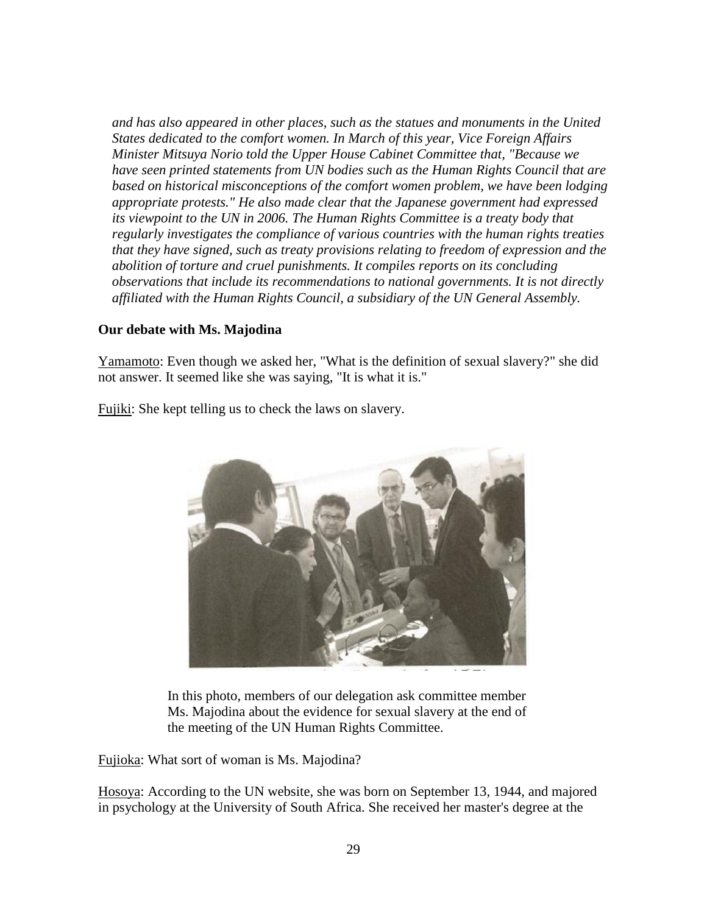*and has also appeared in other places, such as the statues and monuments in the United States dedicated to the comfort women. In March of this year, Vice Foreign Affairs Minister Mitsuya Norio told the Upper House Cabinet Committee that, "Because we have seen printed statements from UN bodies such as the Human Rights Council that are based on historical misconceptions of the comfort women problem, we have been lodging appropriate protests." He also made clear that the Japanese government had expressed its viewpoint to the UN in 2006. The Human Rights Committee is a treaty body that regularly investigates the compliance of various countries with the human rights treaties that they have signed, such as treaty provisions relating to freedom of expression and the abolition of torture and cruel punishments. It compiles reports on its concluding observations that include its recommendations to national governments. It is not directly affiliated with the Human Rights Council, a subsidiary of the UN General Assembly.*

**Our debate with Ms. Majodina**

Yamamoto: Even though we asked her, "What is the definition of sexual slavery?" she did not answer. It seemed like she was saying, "It is what it is."

Fujiki: She kept telling us to check the laws on slavery.

In this photo, members of our delegation ask committee member Ms. Majodina about the evidence for sexual slavery at the end of the meeting of the UN Human Rights Committee.

Fujioka: What sort of woman is Ms. Majodina?

Hosoya: According to the UN website, she was born on September 13, 1944, and majored in psychology at the University of South Africa. She received her master's degree at the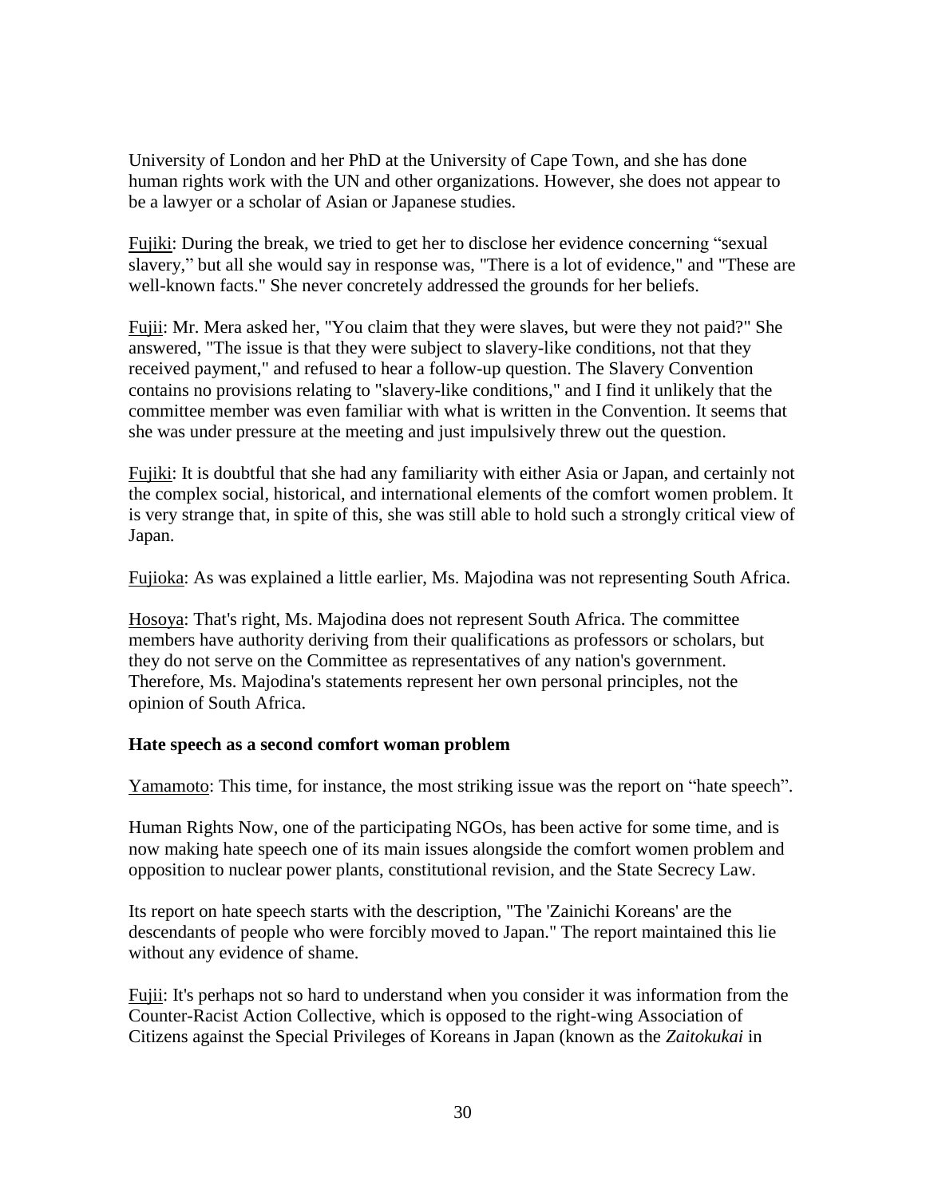University of London and her PhD at the University of Cape Town, and she has done human rights work with the UN and other organizations. However, she does not appear to be a lawyer or a scholar of Asian or Japanese studies.

Fujiki: During the break, we tried to get her to disclose her evidence concerning “sexual slavery,” but all she would say in response was, "There is a lot of evidence," and "These are well-known facts." She never concretely addressed the grounds for her beliefs.

Fujii: Mr. Mera asked her, "You claim that they were slaves, but were they not paid?" She answered, "The issue is that they were subject to slavery-like conditions, not that they received payment," and refused to hear a follow-up question. The Slavery Convention contains no provisions relating to "slavery-like conditions," and I find it unlikely that the committee member was even familiar with what is written in the Convention. It seems that she was under pressure at the meeting and just impulsively threw out the question.

Fujiki: It is doubtful that she had any familiarity with either Asia or Japan, and certainly not the complex social, historical, and international elements of the comfort women problem. It is very strange that, in spite of this, she was still able to hold such a strongly critical view of Japan.

Fujioka: As was explained a little earlier, Ms. Majodina was not representing South Africa.

Hosoya: That's right, Ms. Majodina does not represent South Africa. The committee members have authority deriving from their qualifications as professors or scholars, but they do not serve on the Committee as representatives of any nation's government. Therefore, Ms. Majodina's statements represent her own personal principles, not the opinion of South Africa.

**Hate speech as a second comfort woman problem**

Yamamoto: This time, for instance, the most striking issue was the report on “hate speech”.

Human Rights Now, one of the participating NGOs, has been active for some time, and is now making hate speech one of its main issues alongside the comfort women problem and opposition to nuclear power plants, constitutional revision, and the State Secrecy Law.

Its report on hate speech starts with the description, "The 'Zainichi Koreans' are the descendants of people who were forcibly moved to Japan." The report maintained this lie without any evidence of shame.

Fujii: It's perhaps not so hard to understand when you consider it was information from the Counter-Racist Action Collective, which is opposed to the right-wing Association of Citizens against the Special Privileges of Koreans in Japan (known as the *Zaitokukai* in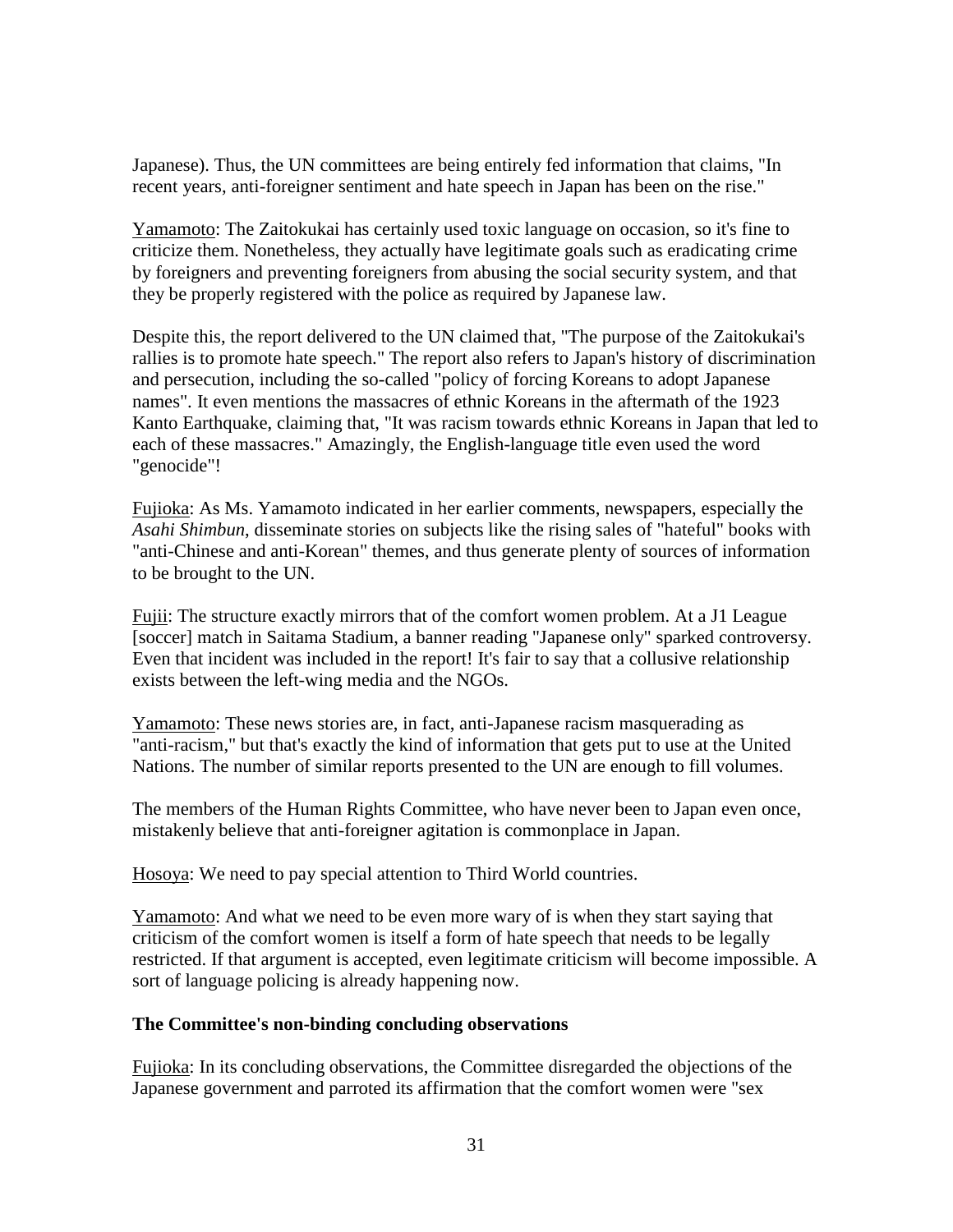Japanese). Thus, the UN committees are being entirely fed information that claims, "In recent years, anti-foreigner sentiment and hate speech in Japan has been on the rise."

Yamamoto: The Zaitokukai has certainly used toxic language on occasion, so it's fine to criticize them. Nonetheless, they actually have legitimate goals such as eradicating crime by foreigners and preventing foreigners from abusing the social security system, and that they be properly registered with the police as required by Japanese law.

Despite this, the report delivered to the UN claimed that, "The purpose of the Zaitokukai's rallies is to promote hate speech." The report also refers to Japan's history of discrimination and persecution, including the so-called "policy of forcing Koreans to adopt Japanese names". It even mentions the massacres of ethnic Koreans in the aftermath of the 1923 Kanto Earthquake, claiming that, "It was racism towards ethnic Koreans in Japan that led to each of these massacres." Amazingly, the English-language title even used the word "genocide"!

Fujioka: As Ms. Yamamoto indicated in her earlier comments, newspapers, especially the *Asahi Shimbun*, disseminate stories on subjects like the rising sales of "hateful" books with "anti-Chinese and anti-Korean" themes, and thus generate plenty of sources of information to be brought to the UN.

Fujii: The structure exactly mirrors that of the comfort women problem. At a J1 League [soccer] match in Saitama Stadium, a banner reading "Japanese only" sparked controversy. Even that incident was included in the report! It's fair to say that a collusive relationship exists between the left-wing media and the NGOs.

Yamamoto: These news stories are, in fact, anti-Japanese racism masquerading as "anti-racism," but that's exactly the kind of information that gets put to use at the United Nations. The number of similar reports presented to the UN are enough to fill volumes.

The members of the Human Rights Committee, who have never been to Japan even once, mistakenly believe that anti-foreigner agitation is commonplace in Japan.

Hosoya: We need to pay special attention to Third World countries.

Yamamoto: And what we need to be even more wary of is when they start saying that criticism of the comfort women is itself a form of hate speech that needs to be legally restricted. If that argument is accepted, even legitimate criticism will become impossible. A sort of language policing is already happening now.

**The Committee's non-binding concluding observations**

Fujioka: In its concluding observations, the Committee disregarded the objections of the Japanese government and parroted its affirmation that the comfort women were "sex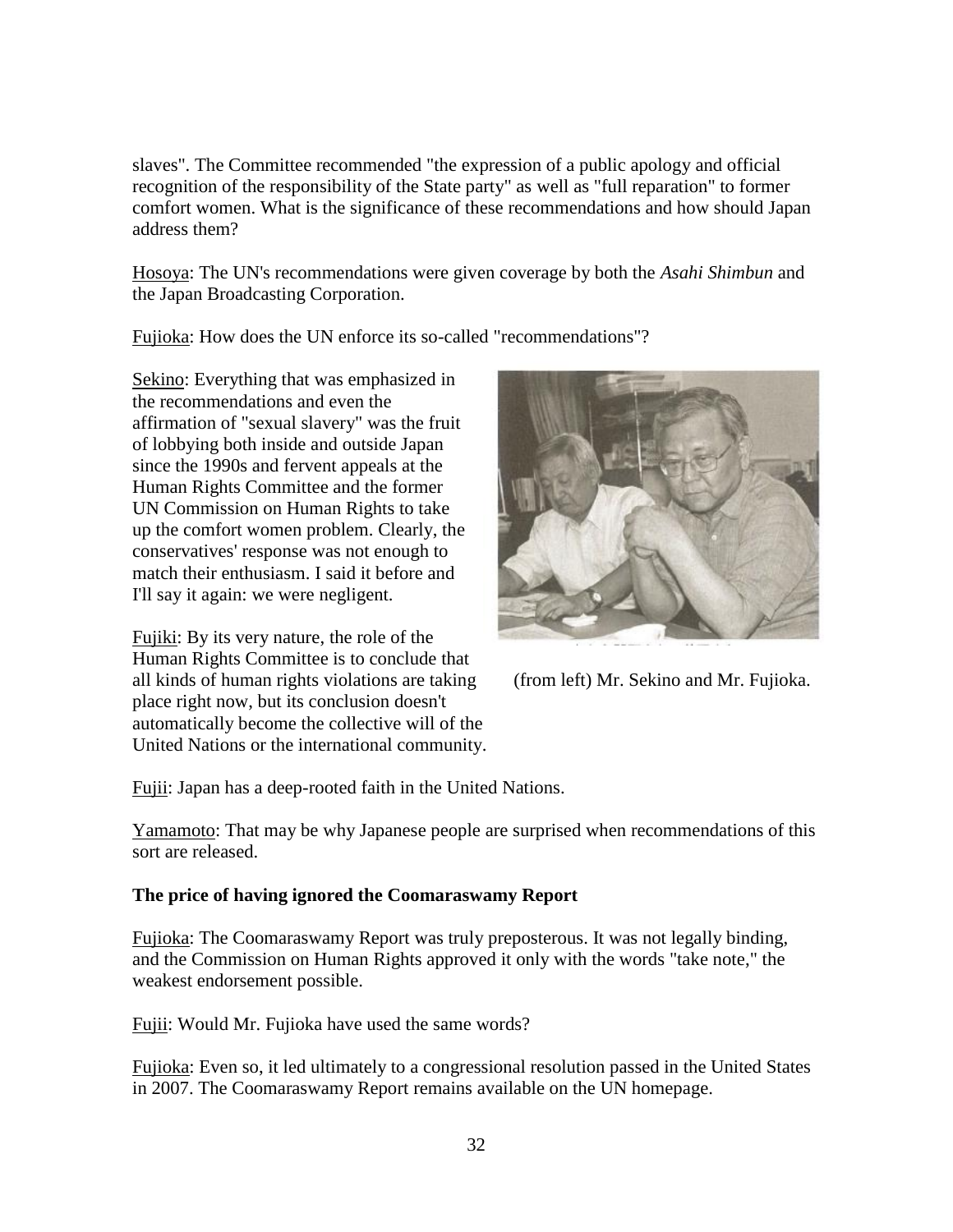slaves". The Committee recommended "the expression of a public apology and official recognition of the responsibility of the State party" as well as "full reparation" to former comfort women. What is the significance of these recommendations and how should Japan address them?

Hosoya: The UN's recommendations were given coverage by both the *Asahi Shimbun* and the Japan Broadcasting Corporation.

Fujioka: How does the UN enforce its so-called "recommendations"?

Sekino: Everything that was emphasized in the recommendations and even the affirmation of "sexual slavery" was the fruit of lobbying both inside and outside Japan since the 1990s and fervent appeals at the Human Rights Committee and the former UN Commission on Human Rights to take up the comfort women problem. Clearly, the conservatives' response was not enough to match their enthusiasm. I said it before and I'll say it again: we were negligent.

(from left) Mr. Sekino and Mr. Fujioka.

Fujiki: By its very nature, the role of the Human Rights Committee is to conclude that all kinds of human rights violations are taking place right now, but its conclusion doesn't automatically become the collective will of the United Nations or the international community.

Fujii: Japan has a deep-rooted faith in the United Nations.

Yamamoto: That may be why Japanese people are surprised when recommendations of this sort are released.

**The price of having ignored the Coomaraswamy Report**

Fujioka: The Coomaraswamy Report was truly preposterous. It was not legally binding, and the Commission on Human Rights approved it only with the words "take note," the weakest endorsement possible.

Fujii: Would Mr. Fujioka have used the same words?

Fujioka: Even so, it led ultimately to a congressional resolution passed in the United States in 2007. The Coomaraswamy Report remains available on the UN homepage.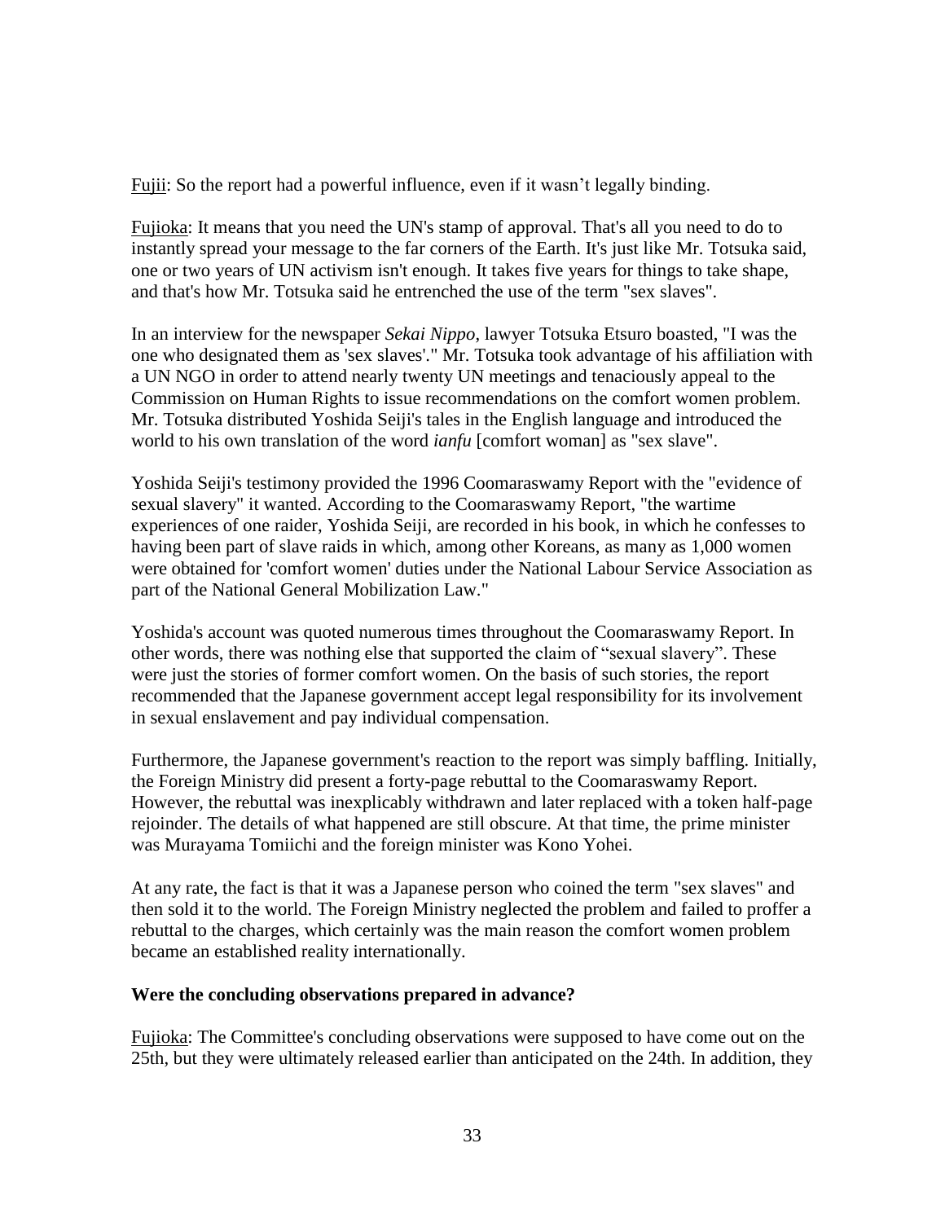Fujii: So the report had a powerful influence, even if it wasn't legally binding.

Fujioka: It means that you need the UN's stamp of approval. That's all you need to do to instantly spread your message to the far corners of the Earth. It's just like Mr. Totsuka said, one or two years of UN activism isn't enough. It takes five years for things to take shape, and that's how Mr. Totsuka said he entrenched the use of the term "sex slaves".

In an interview for the newspaper *Sekai Nippo*, lawyer Totsuka Etsuro boasted, "I was the one who designated them as 'sex slaves'." Mr. Totsuka took advantage of his affiliation with a UN NGO in order to attend nearly twenty UN meetings and tenaciously appeal to the Commission on Human Rights to issue recommendations on the comfort women problem. Mr. Totsuka distributed Yoshida Seiji's tales in the English language and introduced the world to his own translation of the word *ianfu* [comfort woman] as "sex slave".

Yoshida Seiji's testimony provided the 1996 Coomaraswamy Report with the "evidence of sexual slavery" it wanted. According to the Coomaraswamy Report, "the wartime experiences of one raider, Yoshida Seiji, are recorded in his book, in which he confesses to having been part of slave raids in which, among other Koreans, as many as 1,000 women were obtained for 'comfort women' duties under the National Labour Service Association as part of the National General Mobilization Law."

Yoshida's account was quoted numerous times throughout the Coomaraswamy Report. In other words, there was nothing else that supported the claim of "sexual slavery". These were just the stories of former comfort women. On the basis of such stories, the report recommended that the Japanese government accept legal responsibility for its involvement in sexual enslavement and pay individual compensation.

Furthermore, the Japanese government's reaction to the report was simply baffling. Initially, the Foreign Ministry did present a forty-page rebuttal to the Coomaraswamy Report. However, the rebuttal was inexplicably withdrawn and later replaced with a token half-page rejoinder. The details of what happened are still obscure. At that time, the prime minister was Murayama Tomiichi and the foreign minister was Kono Yohei.

At any rate, the fact is that it was a Japanese person who coined the term "sex slaves" and then sold it to the world. The Foreign Ministry neglected the problem and failed to proffer a rebuttal to the charges, which certainly was the main reason the comfort women problem became an established reality internationally.

**Were the concluding observations prepared in advance?**

Fujioka: The Committee's concluding observations were supposed to have come out on the 25th, but they were ultimately released earlier than anticipated on the 24th. In addition, they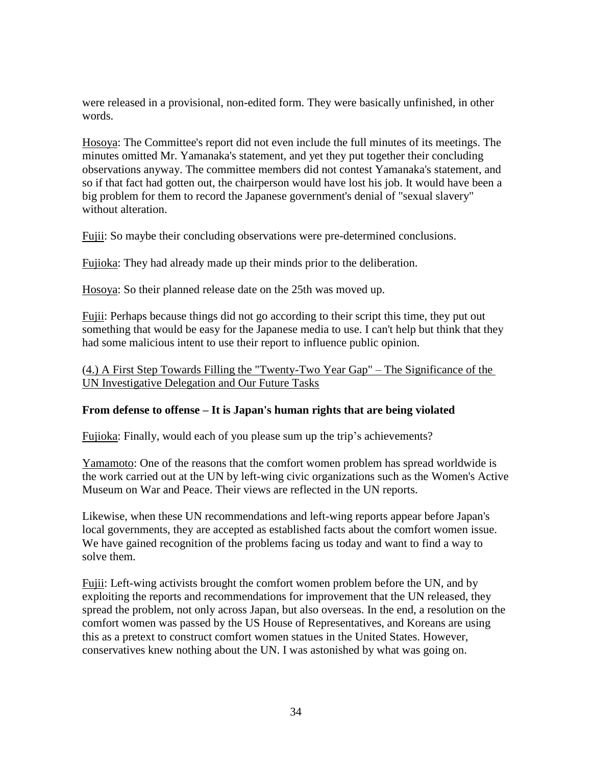were released in a provisional, non-edited form. They were basically unfinished, in other words.

Hosoya: The Committee's report did not even include the full minutes of its meetings. The minutes omitted Mr. Yamanaka's statement, and yet they put together their concluding observations anyway. The committee members did not contest Yamanaka's statement, and so if that fact had gotten out, the chairperson would have lost his job. It would have been a big problem for them to record the Japanese government's denial of "sexual slavery" without alteration.

Fujii: So maybe their concluding observations were pre-determined conclusions.

Fujioka: They had already made up their minds prior to the deliberation.

Hosoya: So their planned release date on the 25th was moved up.

Fujii: Perhaps because things did not go according to their script this time, they put out something that would be easy for the Japanese media to use. I can't help but think that they had some malicious intent to use their report to influence public opinion.

(4.) A First Step Towards Filling the "Twenty-Two Year Gap" – The Significance of the UN Investigative Delegation and Our Future Tasks

**From defense to offense – It is Japan's human rights that are being violated**

Fujioka: Finally, would each of you please sum up the trip's achievements?

Yamamoto: One of the reasons that the comfort women problem has spread worldwide is the work carried out at the UN by left-wing civic organizations such as the Women's Active Museum on War and Peace. Their views are reflected in the UN reports.

Likewise, when these UN recommendations and left-wing reports appear before Japan's local governments, they are accepted as established facts about the comfort women issue. We have gained recognition of the problems facing us today and want to find a way to solve them.

Fujii: Left-wing activists brought the comfort women problem before the UN, and by exploiting the reports and recommendations for improvement that the UN released, they spread the problem, not only across Japan, but also overseas. In the end, a resolution on the comfort women was passed by the US House of Representatives, and Koreans are using this as a pretext to construct comfort women statues in the United States. However, conservatives knew nothing about the UN. I was astonished by what was going on.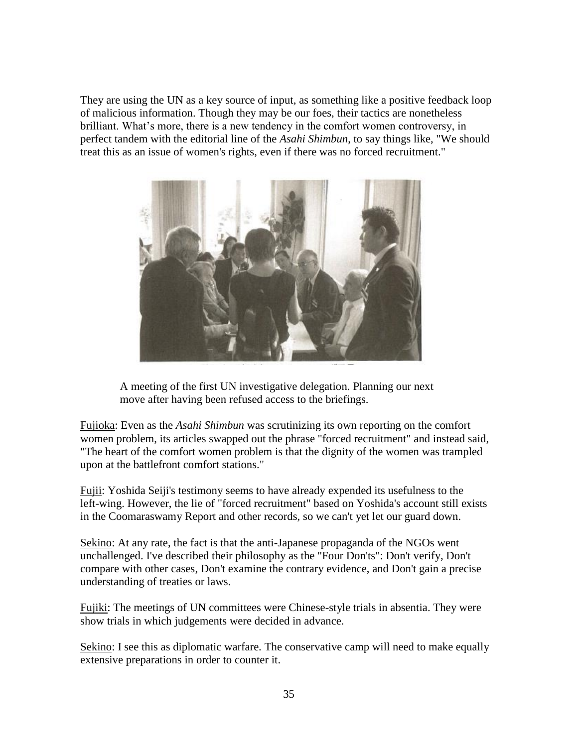They are using the UN as a key source of input, as something like a positive feedback loop of malicious information. Though they may be our foes, their tactics are nonetheless brilliant. What's more, there is a new tendency in the comfort women controversy, in perfect tandem with the editorial line of the *Asahi Shimbun*, to say things like, "We should treat this as an issue of women's rights, even if there was no forced recruitment."

A meeting of the first UN investigative delegation. Planning our next move after having been refused access to the briefings.

Fujioka: Even as the *Asahi Shimbun* was scrutinizing its own reporting on the comfort women problem, its articles swapped out the phrase "forced recruitment" and instead said, "The heart of the comfort women problem is that the dignity of the women was trampled upon at the battlefront comfort stations."

Fujii: Yoshida Seiji's testimony seems to have already expended its usefulness to the left-wing. However, the lie of "forced recruitment" based on Yoshida's account still exists in the Coomaraswamy Report and other records, so we can't yet let our guard down.

Sekino: At any rate, the fact is that the anti-Japanese propaganda of the NGOs went unchallenged. I've described their philosophy as the "Four Don'ts": Don't verify, Don't compare with other cases, Don't examine the contrary evidence, and Don't gain a precise understanding of treaties or laws.

Fujiki: The meetings of UN committees were Chinese-style trials in absentia. They were show trials in which judgements were decided in advance.

Sekino: I see this as diplomatic warfare. The conservative camp will need to make equally extensive preparations in order to counter it.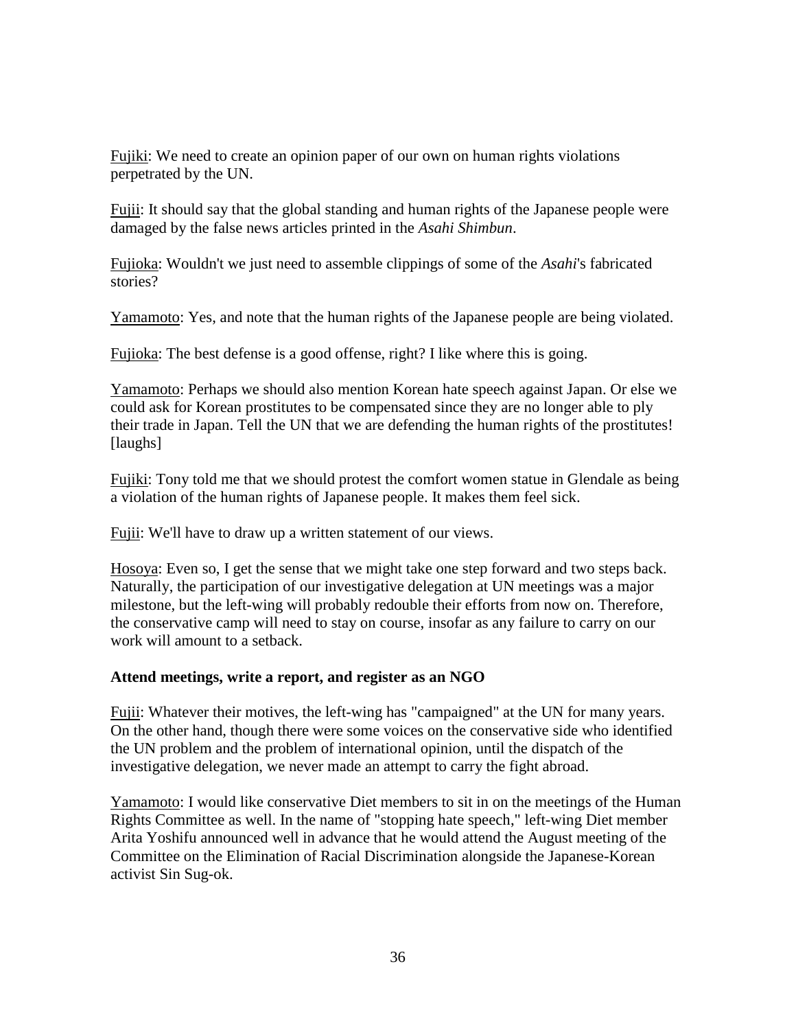Fujiki: We need to create an opinion paper of our own on human rights violations perpetrated by the UN.

Fujii: It should say that the global standing and human rights of the Japanese people were damaged by the false news articles printed in the *Asahi Shimbun*.

Fujioka: Wouldn't we just need to assemble clippings of some of the *Asahi*'s fabricated stories?

Yamamoto: Yes, and note that the human rights of the Japanese people are being violated.

Fujioka: The best defense is a good offense, right? I like where this is going.

Yamamoto: Perhaps we should also mention Korean hate speech against Japan. Or else we could ask for Korean prostitutes to be compensated since they are no longer able to ply their trade in Japan. Tell the UN that we are defending the human rights of the prostitutes! [laughs]

Fujiki: Tony told me that we should protest the comfort women statue in Glendale as being a violation of the human rights of Japanese people. It makes them feel sick.

Fujii: We'll have to draw up a written statement of our views.

Hosoya: Even so, I get the sense that we might take one step forward and two steps back. Naturally, the participation of our investigative delegation at UN meetings was a major milestone, but the left-wing will probably redouble their efforts from now on. Therefore, the conservative camp will need to stay on course, insofar as any failure to carry on our work will amount to a setback.

**Attend meetings, write a report, and register as an NGO**

Fujii: Whatever their motives, the left-wing has "campaigned" at the UN for many years. On the other hand, though there were some voices on the conservative side who identified the UN problem and the problem of international opinion, until the dispatch of the investigative delegation, we never made an attempt to carry the fight abroad.

Yamamoto: I would like conservative Diet members to sit in on the meetings of the Human Rights Committee as well. In the name of "stopping hate speech," left-wing Diet member Arita Yoshifu announced well in advance that he would attend the August meeting of the Committee on the Elimination of Racial Discrimination alongside the Japanese-Korean activist Sin Sug-ok.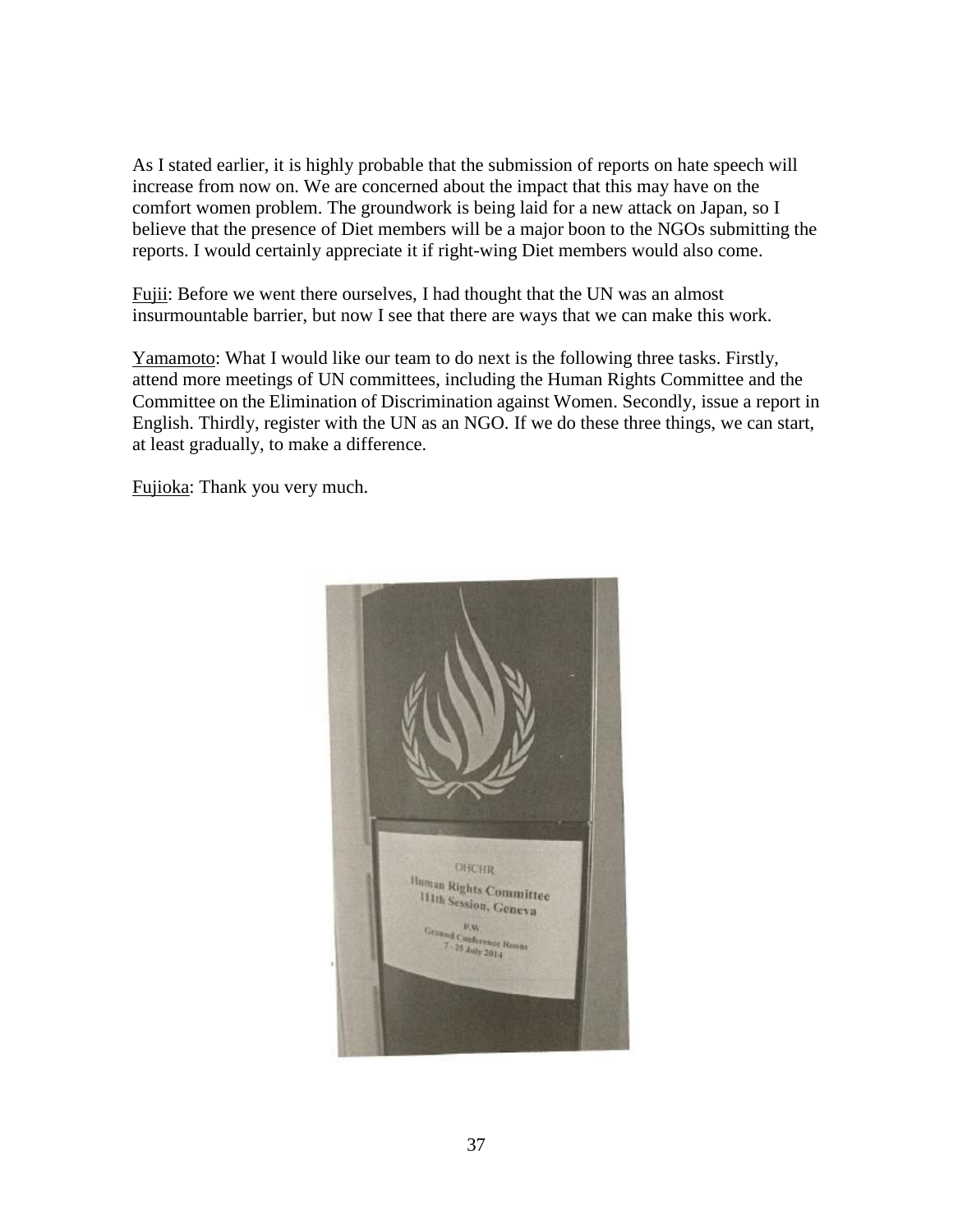As I stated earlier, it is highly probable that the submission of reports on hate speech will increase from now on. We are concerned about the impact that this may have on the comfort women problem. The groundwork is being laid for a new attack on Japan, so I believe that the presence of Diet members will be a major boon to the NGOs submitting the reports. I would certainly appreciate it if right-wing Diet members would also come.

Fujii: Before we went there ourselves, I had thought that the UN was an almost insurmountable barrier, but now I see that there are ways that we can make this work.

Yamamoto: What I would like our team to do next is the following three tasks. Firstly, attend more meetings of UN committees, including the Human Rights Committee and the Committee on the Elimination of Discrimination against Women. Secondly, issue a report in English. Thirdly, register with the UN as an NGO. If we do these three things, we can start, at least gradually, to make a difference.

Fujioka: Thank you very much.